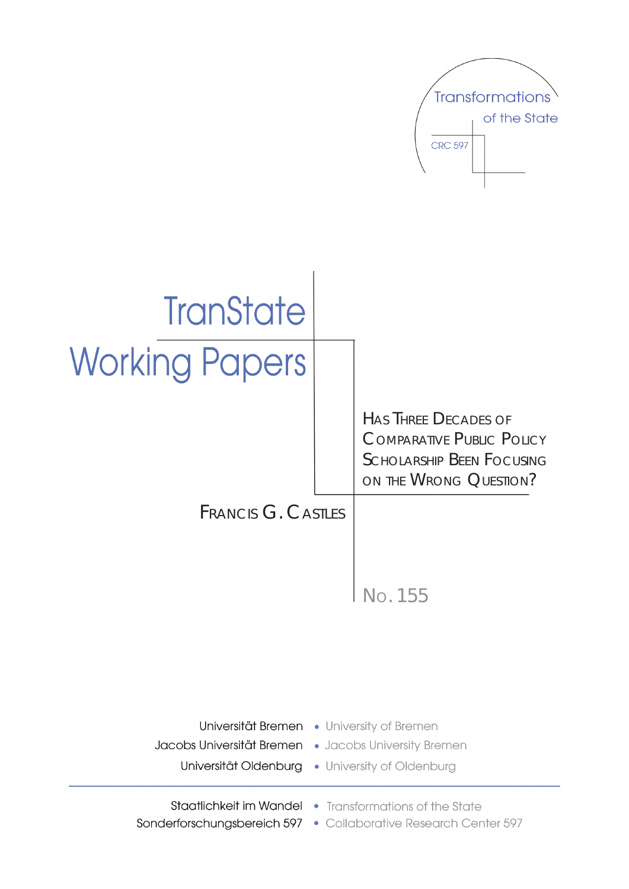Transformations of the State

CRC 597

# TranState Working Papers

## Has Three Decades of Comparative Public Policy Scholarship Been Focusing on the Wrong Question?

Francis G. Castles

No. 155

Universität Bremen • University of Bremen
Jacobs Universität Bremen • Jacobs University Bremen
Universität Oldenburg • University of Oldenburg

Staatlichkeit im Wandel • Transformations of the State
Sonderforschungsbereich 597 • Collaborative Research Center 597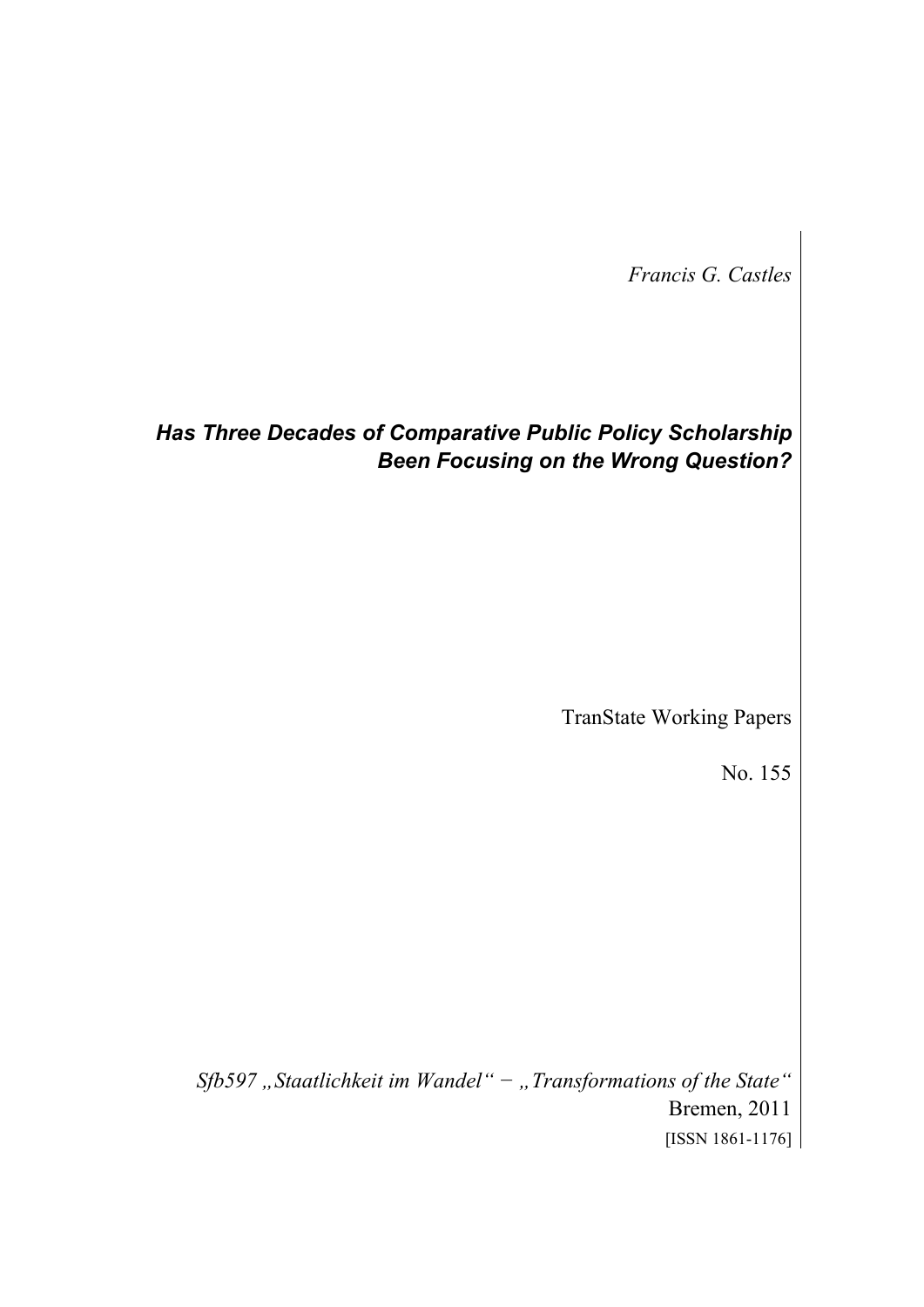*Francis G. Castles*

***Has Three Decades of Comparative Public Policy Scholarship Been Focusing on the Wrong Question?***

TranState Working Papers

No. 155

*Sfb597 „Staatlichkeit im Wandel" − „Transformations of the State"*

Bremen, 2011

[ISSN 1861-1176]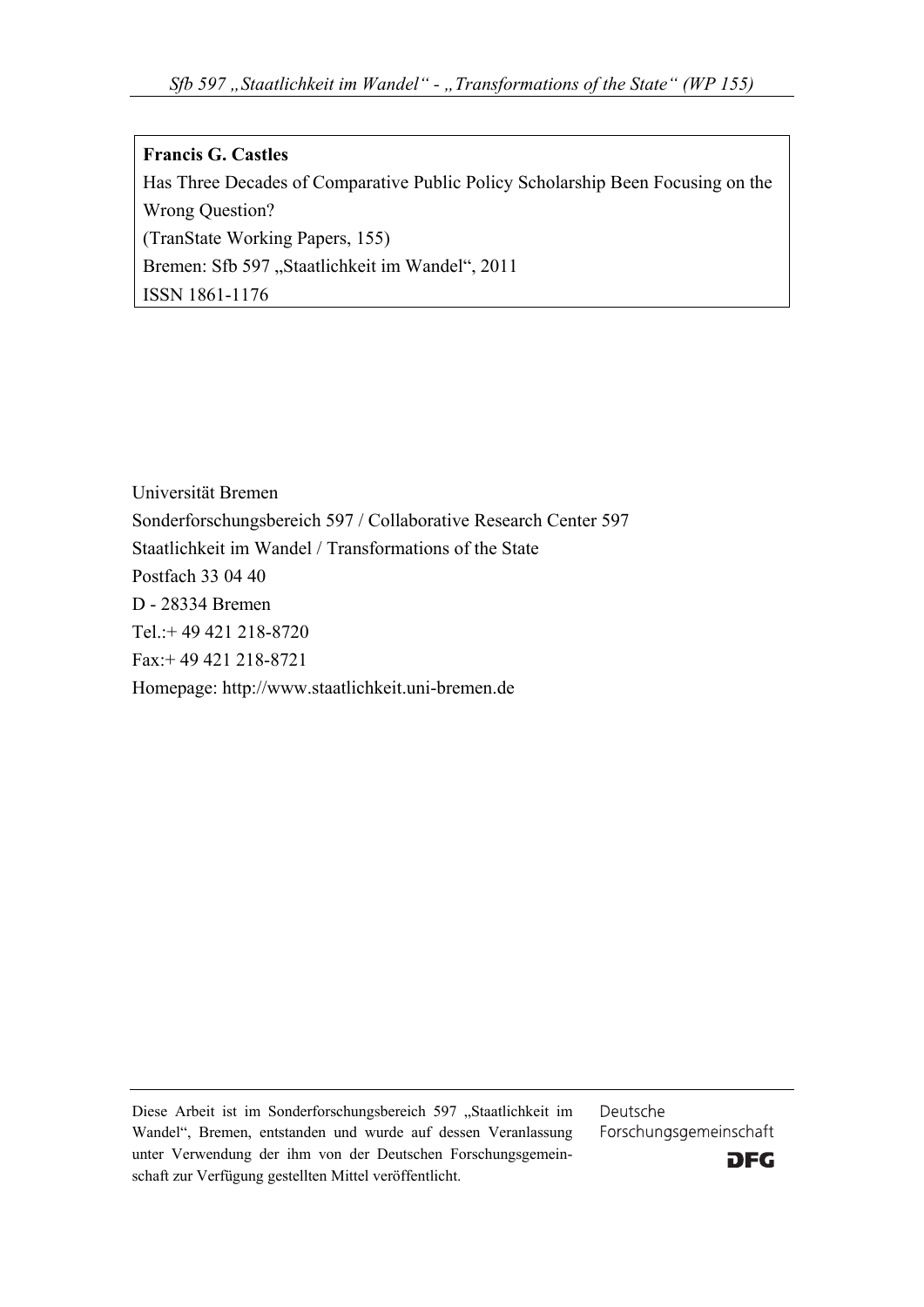**Francis G. Castles**

Has Three Decades of Comparative Public Policy Scholarship Been Focusing on the Wrong Question?

(TranState Working Papers, 155)

Bremen: Sfb 597 „Staatlichkeit im Wandel", 2011

ISSN 1861-1176

Universität Bremen

Sonderforschungsbereich 597 / Collaborative Research Center 597

Staatlichkeit im Wandel / Transformations of the State

Postfach 33 04 40

D - 28334 Bremen

Tel.:+ 49 421 218-8720

Fax:+ 49 421 218-8721

Homepage: http://www.staatlichkeit.uni-bremen.de

Diese Arbeit ist im Sonderforschungsbereich 597 „Staatlichkeit im Wandel", Bremen, entstanden und wurde auf dessen Veranlassung unter Verwendung der ihm von der Deutschen Forschungsgemeinschaft zur Verfügung gestellten Mittel veröffentlicht.

Deutsche Forschungsgemeinschaft

DFG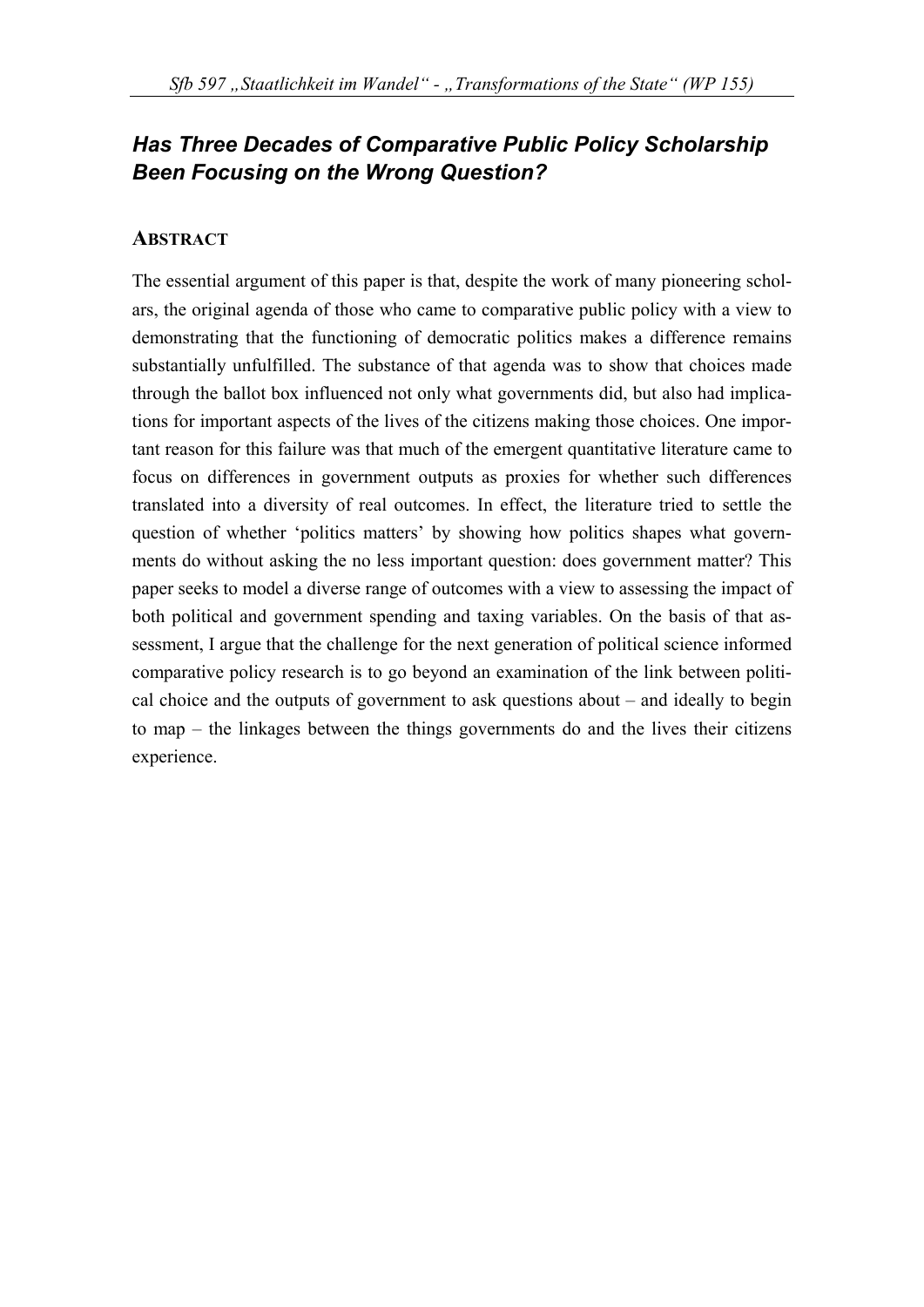# *Has Three Decades of Comparative Public Policy Scholarship Been Focusing on the Wrong Question?*

## ABSTRACT

The essential argument of this paper is that, despite the work of many pioneering scholars, the original agenda of those who came to comparative public policy with a view to demonstrating that the functioning of democratic politics makes a difference remains substantially unfulfilled. The substance of that agenda was to show that choices made through the ballot box influenced not only what governments did, but also had implications for important aspects of the lives of the citizens making those choices. One important reason for this failure was that much of the emergent quantitative literature came to focus on differences in government outputs as proxies for whether such differences translated into a diversity of real outcomes. In effect, the literature tried to settle the question of whether 'politics matters' by showing how politics shapes what governments do without asking the no less important question: does government matter? This paper seeks to model a diverse range of outcomes with a view to assessing the impact of both political and government spending and taxing variables. On the basis of that assessment, I argue that the challenge for the next generation of political science informed comparative policy research is to go beyond an examination of the link between political choice and the outputs of government to ask questions about – and ideally to begin to map – the linkages between the things governments do and the lives their citizens experience.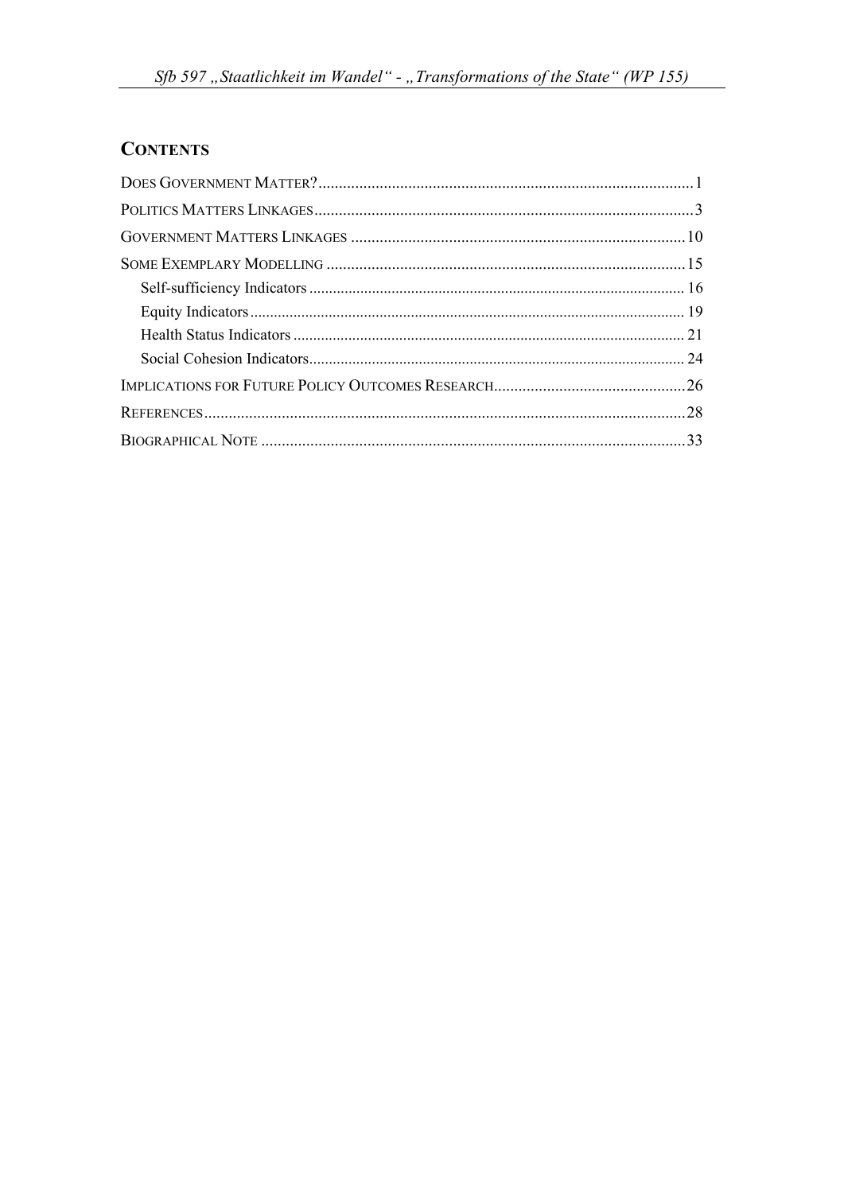## CONTENTS

DOES GOVERNMENT MATTER? ........................................................................................ 1

POLITICS MATTERS LINKAGES ........................................................................................ 3

GOVERNMENT MATTERS LINKAGES ................................................................................ 10

SOME EXEMPLARY MODELLING ...................................................................................... 15

- Self-sufficiency Indicators ........................................................................................ 16
- Equity Indicators ...................................................................................................... 19
- Health Status Indicators ........................................................................................... 21
- Social Cohesion Indicators ........................................................................................ 24

IMPLICATIONS FOR FUTURE POLICY OUTCOMES RESEARCH ............................................ 26

REFERENCES ................................................................................................................. 28

BIOGRAPHICAL NOTE ..................................................................................................... 33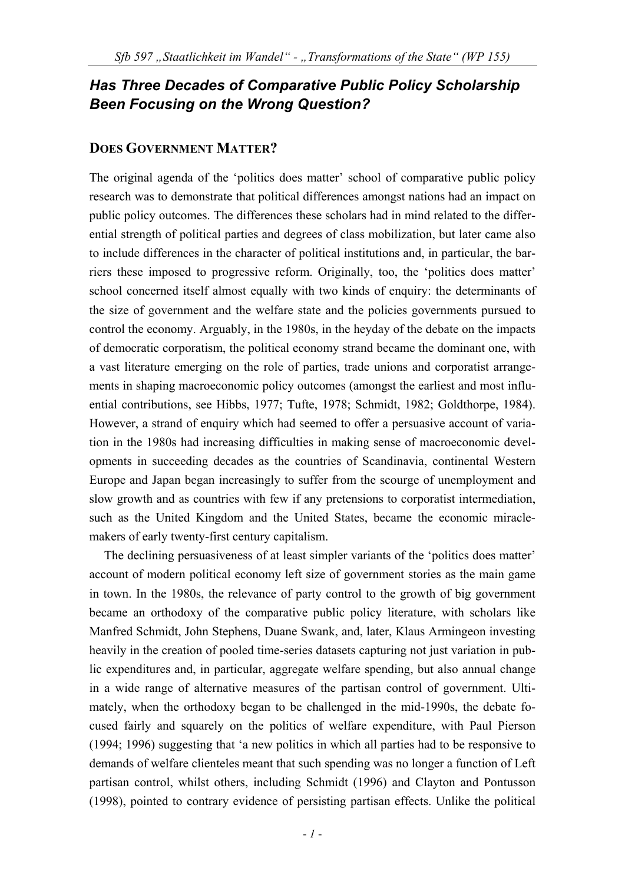## *Has Three Decades of Comparative Public Policy Scholarship Been Focusing on the Wrong Question?*

### DOES GOVERNMENT MATTER?

The original agenda of the 'politics does matter' school of comparative public policy research was to demonstrate that political differences amongst nations had an impact on public policy outcomes. The differences these scholars had in mind related to the differential strength of political parties and degrees of class mobilization, but later came also to include differences in the character of political institutions and, in particular, the barriers these imposed to progressive reform. Originally, too, the 'politics does matter' school concerned itself almost equally with two kinds of enquiry: the determinants of the size of government and the welfare state and the policies governments pursued to control the economy. Arguably, in the 1980s, in the heyday of the debate on the impacts of democratic corporatism, the political economy strand became the dominant one, with a vast literature emerging on the role of parties, trade unions and corporatist arrangements in shaping macroeconomic policy outcomes (amongst the earliest and most influential contributions, see Hibbs, 1977; Tufte, 1978; Schmidt, 1982; Goldthorpe, 1984). However, a strand of enquiry which had seemed to offer a persuasive account of variation in the 1980s had increasing difficulties in making sense of macroeconomic developments in succeeding decades as the countries of Scandinavia, continental Western Europe and Japan began increasingly to suffer from the scourge of unemployment and slow growth and as countries with few if any pretensions to corporatist intermediation, such as the United Kingdom and the United States, became the economic miracle-makers of early twenty-first century capitalism.

The declining persuasiveness of at least simpler variants of the 'politics does matter' account of modern political economy left size of government stories as the main game in town. In the 1980s, the relevance of party control to the growth of big government became an orthodoxy of the comparative public policy literature, with scholars like Manfred Schmidt, John Stephens, Duane Swank, and, later, Klaus Armingeon investing heavily in the creation of pooled time-series datasets capturing not just variation in public expenditures and, in particular, aggregate welfare spending, but also annual change in a wide range of alternative measures of the partisan control of government. Ultimately, when the orthodoxy began to be challenged in the mid-1990s, the debate focused fairly and squarely on the politics of welfare expenditure, with Paul Pierson (1994; 1996) suggesting that 'a new politics in which all parties had to be responsive to demands of welfare clienteles meant that such spending was no longer a function of Left partisan control, whilst others, including Schmidt (1996) and Clayton and Pontusson (1998), pointed to contrary evidence of persisting partisan effects. Unlike the political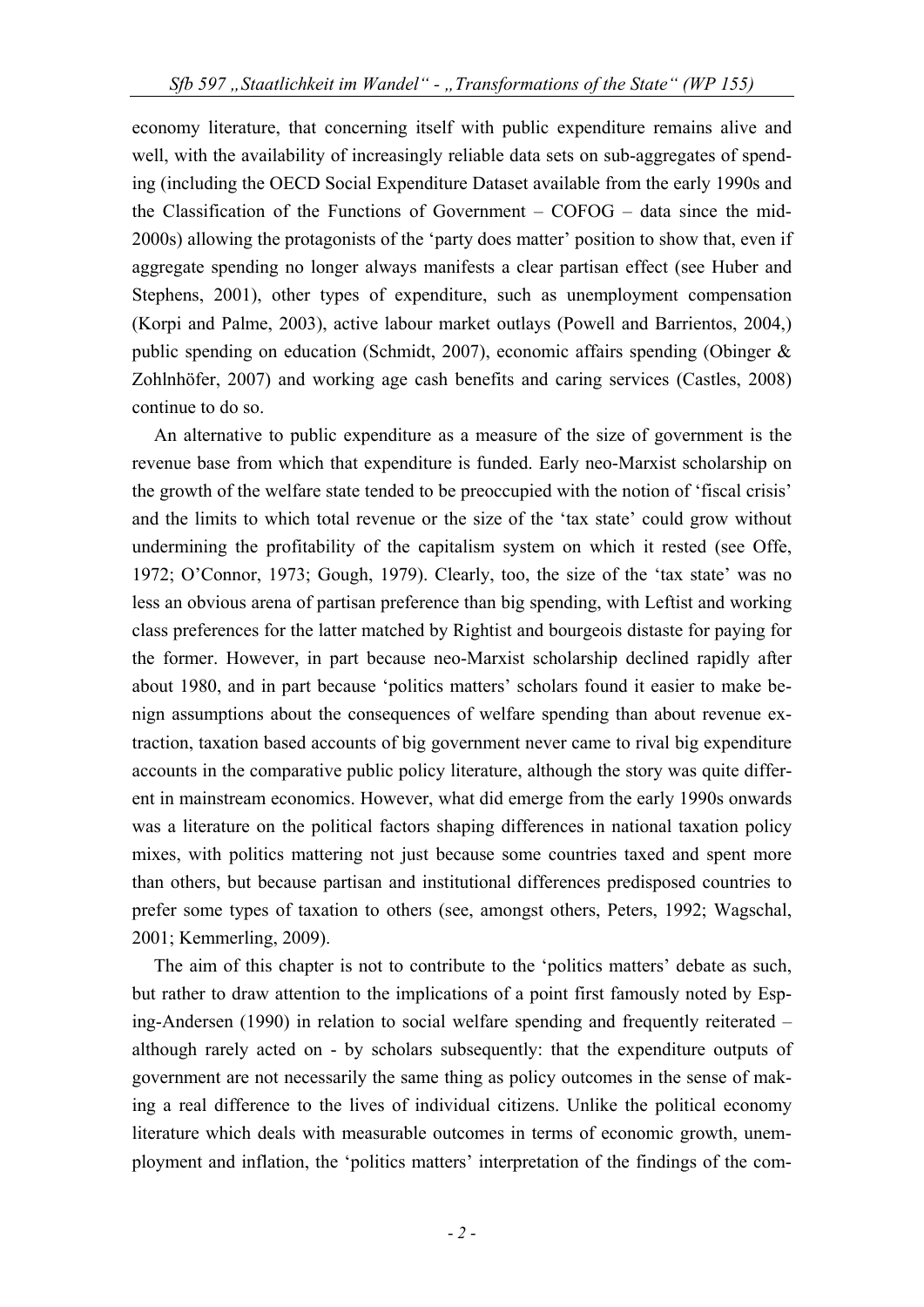economy literature, that concerning itself with public expenditure remains alive and well, with the availability of increasingly reliable data sets on sub-aggregates of spending (including the OECD Social Expenditure Dataset available from the early 1990s and the Classification of the Functions of Government – COFOG – data since the mid-2000s) allowing the protagonists of the 'party does matter' position to show that, even if aggregate spending no longer always manifests a clear partisan effect (see Huber and Stephens, 2001), other types of expenditure, such as unemployment compensation (Korpi and Palme, 2003), active labour market outlays (Powell and Barrientos, 2004,) public spending on education (Schmidt, 2007), economic affairs spending (Obinger & Zohlnhöfer, 2007) and working age cash benefits and caring services (Castles, 2008) continue to do so.

An alternative to public expenditure as a measure of the size of government is the revenue base from which that expenditure is funded. Early neo-Marxist scholarship on the growth of the welfare state tended to be preoccupied with the notion of 'fiscal crisis' and the limits to which total revenue or the size of the 'tax state' could grow without undermining the profitability of the capitalism system on which it rested (see Offe, 1972; O'Connor, 1973; Gough, 1979). Clearly, too, the size of the 'tax state' was no less an obvious arena of partisan preference than big spending, with Leftist and working class preferences for the latter matched by Rightist and bourgeois distaste for paying for the former. However, in part because neo-Marxist scholarship declined rapidly after about 1980, and in part because 'politics matters' scholars found it easier to make benign assumptions about the consequences of welfare spending than about revenue extraction, taxation based accounts of big government never came to rival big expenditure accounts in the comparative public policy literature, although the story was quite different in mainstream economics. However, what did emerge from the early 1990s onwards was a literature on the political factors shaping differences in national taxation policy mixes, with politics mattering not just because some countries taxed and spent more than others, but because partisan and institutional differences predisposed countries to prefer some types of taxation to others (see, amongst others, Peters, 1992; Wagschal, 2001; Kemmerling, 2009).

The aim of this chapter is not to contribute to the 'politics matters' debate as such, but rather to draw attention to the implications of a point first famously noted by Esping-Andersen (1990) in relation to social welfare spending and frequently reiterated – although rarely acted on - by scholars subsequently: that the expenditure outputs of government are not necessarily the same thing as policy outcomes in the sense of making a real difference to the lives of individual citizens. Unlike the political economy literature which deals with measurable outcomes in terms of economic growth, unemployment and inflation, the 'politics matters' interpretation of the findings of the com-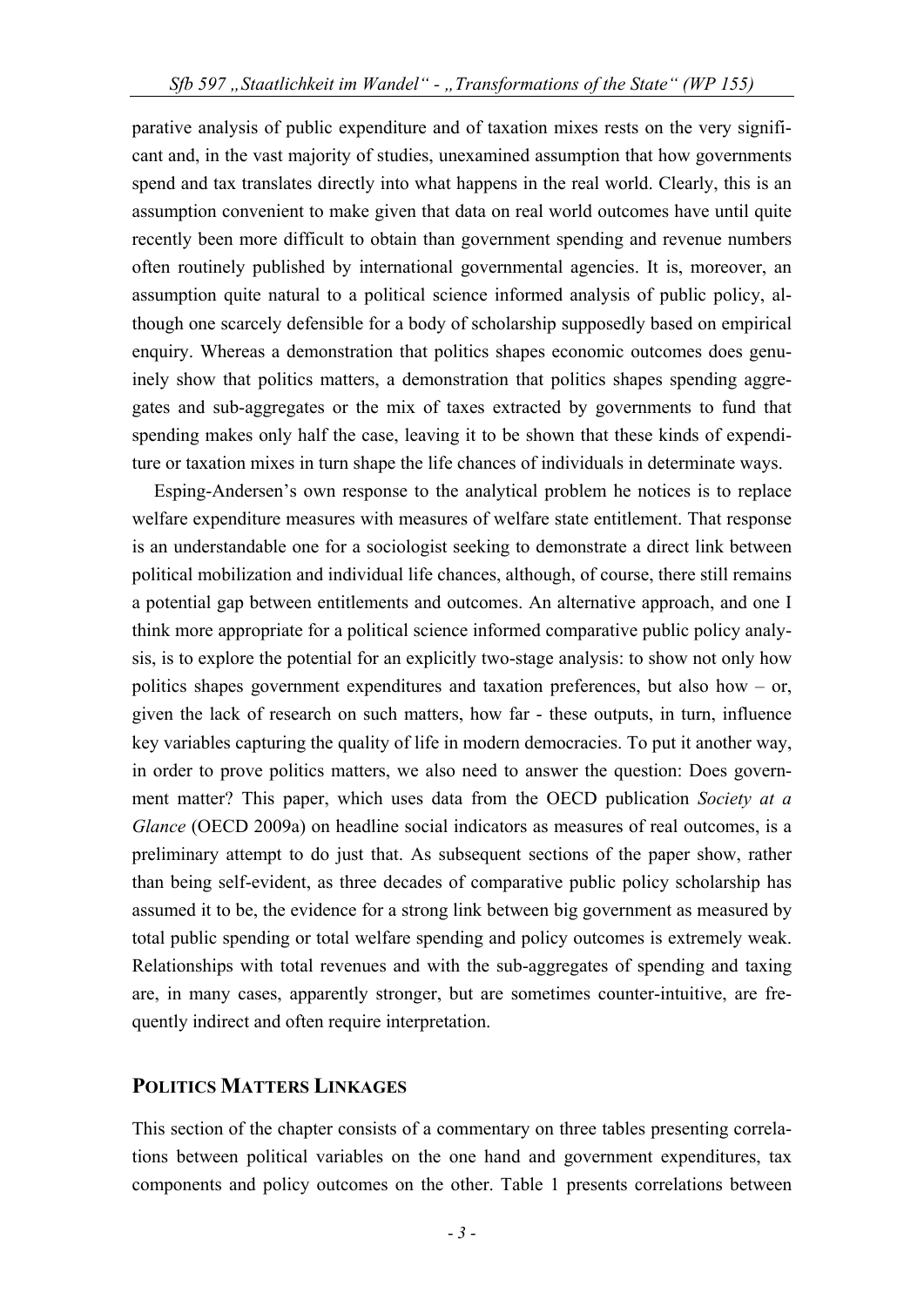parative analysis of public expenditure and of taxation mixes rests on the very significant and, in the vast majority of studies, unexamined assumption that how governments spend and tax translates directly into what happens in the real world. Clearly, this is an assumption convenient to make given that data on real world outcomes have until quite recently been more difficult to obtain than government spending and revenue numbers often routinely published by international governmental agencies. It is, moreover, an assumption quite natural to a political science informed analysis of public policy, although one scarcely defensible for a body of scholarship supposedly based on empirical enquiry. Whereas a demonstration that politics shapes economic outcomes does genuinely show that politics matters, a demonstration that politics shapes spending aggregates and sub-aggregates or the mix of taxes extracted by governments to fund that spending makes only half the case, leaving it to be shown that these kinds of expenditure or taxation mixes in turn shape the life chances of individuals in determinate ways.

Esping-Andersen's own response to the analytical problem he notices is to replace welfare expenditure measures with measures of welfare state entitlement. That response is an understandable one for a sociologist seeking to demonstrate a direct link between political mobilization and individual life chances, although, of course, there still remains a potential gap between entitlements and outcomes. An alternative approach, and one I think more appropriate for a political science informed comparative public policy analysis, is to explore the potential for an explicitly two-stage analysis: to show not only how politics shapes government expenditures and taxation preferences, but also how – or, given the lack of research on such matters, how far - these outputs, in turn, influence key variables capturing the quality of life in modern democracies. To put it another way, in order to prove politics matters, we also need to answer the question: Does government matter? This paper, which uses data from the OECD publication *Society at a Glance* (OECD 2009a) on headline social indicators as measures of real outcomes, is a preliminary attempt to do just that. As subsequent sections of the paper show, rather than being self-evident, as three decades of comparative public policy scholarship has assumed it to be, the evidence for a strong link between big government as measured by total public spending or total welfare spending and policy outcomes is extremely weak. Relationships with total revenues and with the sub-aggregates of spending and taxing are, in many cases, apparently stronger, but are sometimes counter-intuitive, are frequently indirect and often require interpretation.

## POLITICS MATTERS LINKAGES

This section of the chapter consists of a commentary on three tables presenting correlations between political variables on the one hand and government expenditures, tax components and policy outcomes on the other. Table 1 presents correlations between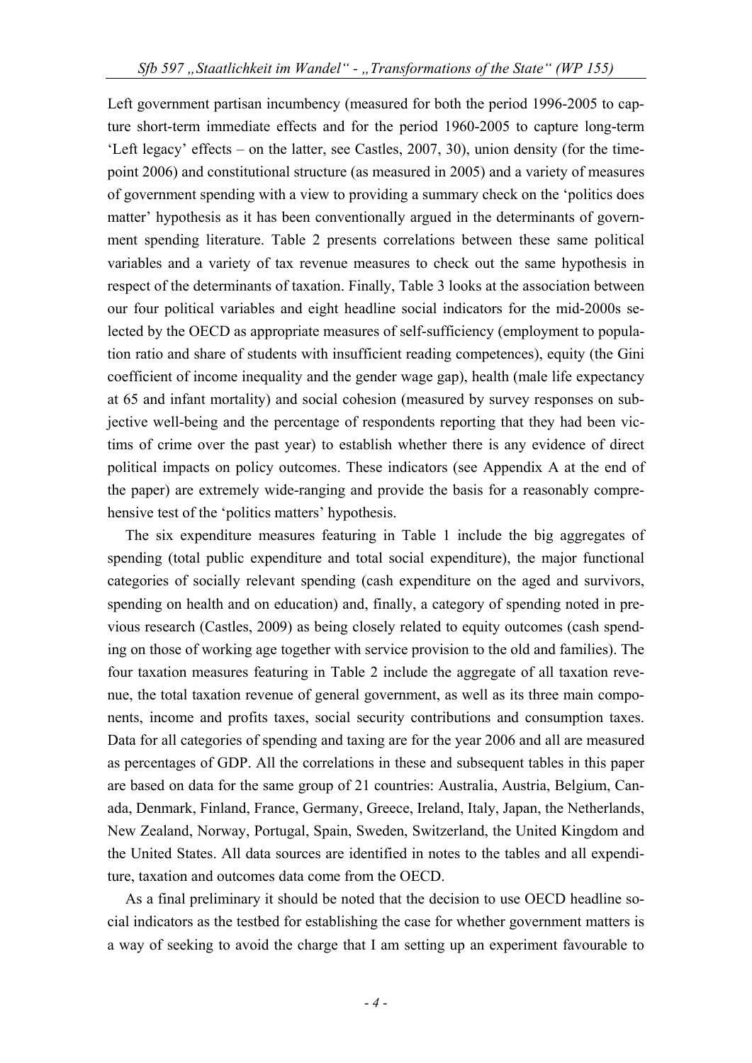Left government partisan incumbency (measured for both the period 1996-2005 to capture short-term immediate effects and for the period 1960-2005 to capture long-term 'Left legacy' effects – on the latter, see Castles, 2007, 30), union density (for the time-point 2006) and constitutional structure (as measured in 2005) and a variety of measures of government spending with a view to providing a summary check on the 'politics does matter' hypothesis as it has been conventionally argued in the determinants of government spending literature. Table 2 presents correlations between these same political variables and a variety of tax revenue measures to check out the same hypothesis in respect of the determinants of taxation. Finally, Table 3 looks at the association between our four political variables and eight headline social indicators for the mid-2000s selected by the OECD as appropriate measures of self-sufficiency (employment to population ratio and share of students with insufficient reading competences), equity (the Gini coefficient of income inequality and the gender wage gap), health (male life expectancy at 65 and infant mortality) and social cohesion (measured by survey responses on subjective well-being and the percentage of respondents reporting that they had been victims of crime over the past year) to establish whether there is any evidence of direct political impacts on policy outcomes. These indicators (see Appendix A at the end of the paper) are extremely wide-ranging and provide the basis for a reasonably comprehensive test of the 'politics matters' hypothesis.

The six expenditure measures featuring in Table 1 include the big aggregates of spending (total public expenditure and total social expenditure), the major functional categories of socially relevant spending (cash expenditure on the aged and survivors, spending on health and on education) and, finally, a category of spending noted in previous research (Castles, 2009) as being closely related to equity outcomes (cash spending on those of working age together with service provision to the old and families). The four taxation measures featuring in Table 2 include the aggregate of all taxation revenue, the total taxation revenue of general government, as well as its three main components, income and profits taxes, social security contributions and consumption taxes. Data for all categories of spending and taxing are for the year 2006 and all are measured as percentages of GDP. All the correlations in these and subsequent tables in this paper are based on data for the same group of 21 countries: Australia, Austria, Belgium, Canada, Denmark, Finland, France, Germany, Greece, Ireland, Italy, Japan, the Netherlands, New Zealand, Norway, Portugal, Spain, Sweden, Switzerland, the United Kingdom and the United States. All data sources are identified in notes to the tables and all expenditure, taxation and outcomes data come from the OECD.

As a final preliminary it should be noted that the decision to use OECD headline social indicators as the testbed for establishing the case for whether government matters is a way of seeking to avoid the charge that I am setting up an experiment favourable to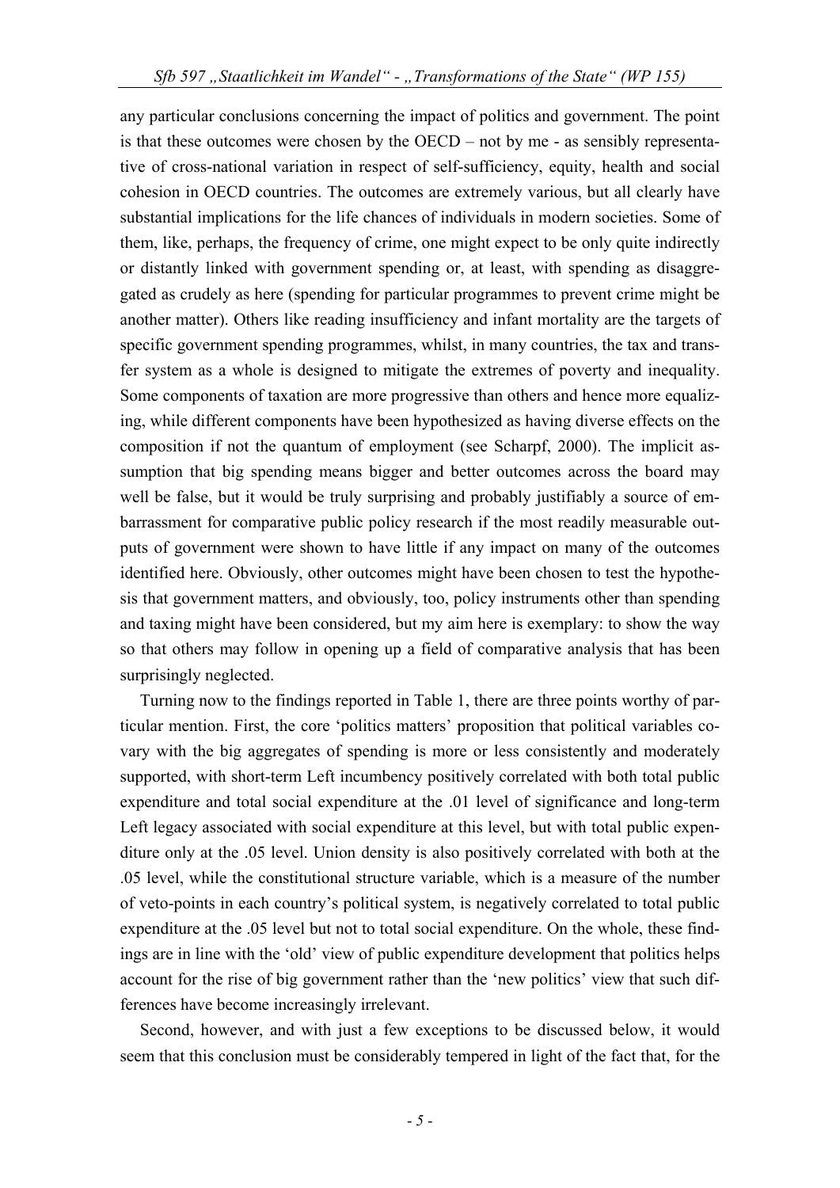any particular conclusions concerning the impact of politics and government. The point is that these outcomes were chosen by the OECD – not by me - as sensibly representative of cross-national variation in respect of self-sufficiency, equity, health and social cohesion in OECD countries. The outcomes are extremely various, but all clearly have substantial implications for the life chances of individuals in modern societies. Some of them, like, perhaps, the frequency of crime, one might expect to be only quite indirectly or distantly linked with government spending or, at least, with spending as disaggregated as crudely as here (spending for particular programmes to prevent crime might be another matter). Others like reading insufficiency and infant mortality are the targets of specific government spending programmes, whilst, in many countries, the tax and transfer system as a whole is designed to mitigate the extremes of poverty and inequality. Some components of taxation are more progressive than others and hence more equalizing, while different components have been hypothesized as having diverse effects on the composition if not the quantum of employment (see Scharpf, 2000). The implicit assumption that big spending means bigger and better outcomes across the board may well be false, but it would be truly surprising and probably justifiably a source of embarrassment for comparative public policy research if the most readily measurable outputs of government were shown to have little if any impact on many of the outcomes identified here. Obviously, other outcomes might have been chosen to test the hypothesis that government matters, and obviously, too, policy instruments other than spending and taxing might have been considered, but my aim here is exemplary: to show the way so that others may follow in opening up a field of comparative analysis that has been surprisingly neglected.

Turning now to the findings reported in Table 1, there are three points worthy of particular mention. First, the core 'politics matters' proposition that political variables co-vary with the big aggregates of spending is more or less consistently and moderately supported, with short-term Left incumbency positively correlated with both total public expenditure and total social expenditure at the .01 level of significance and long-term Left legacy associated with social expenditure at this level, but with total public expenditure only at the .05 level. Union density is also positively correlated with both at the .05 level, while the constitutional structure variable, which is a measure of the number of veto-points in each country's political system, is negatively correlated to total public expenditure at the .05 level but not to total social expenditure. On the whole, these findings are in line with the 'old' view of public expenditure development that politics helps account for the rise of big government rather than the 'new politics' view that such differences have become increasingly irrelevant.

Second, however, and with just a few exceptions to be discussed below, it would seem that this conclusion must be considerably tempered in light of the fact that, for the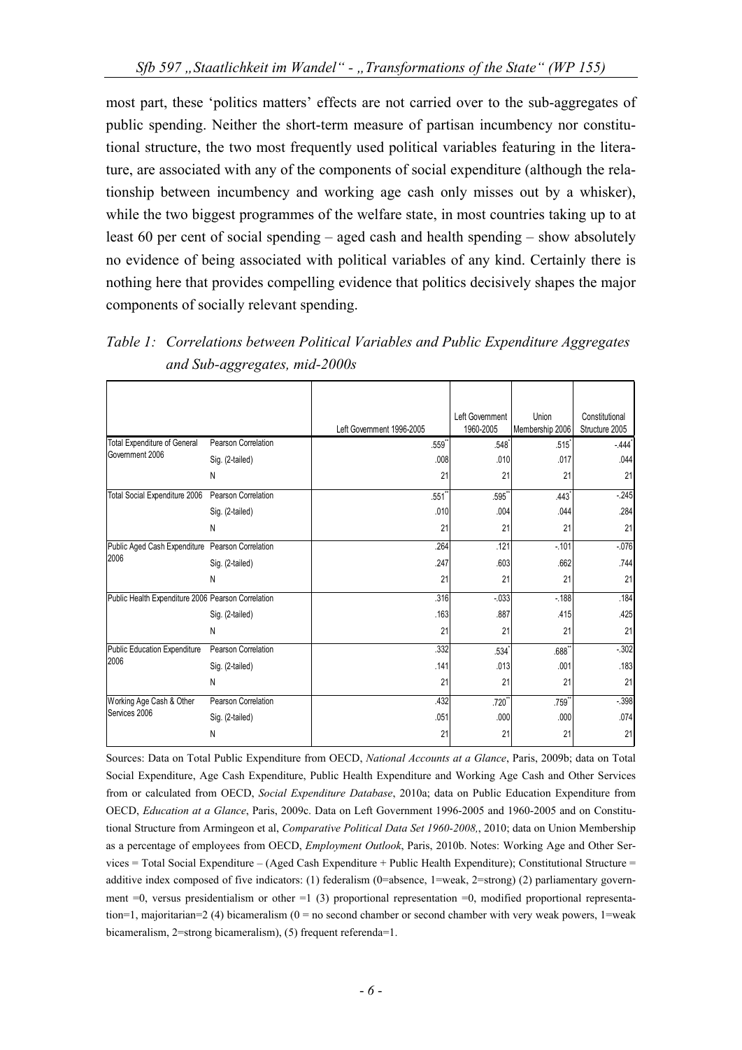most part, these 'politics matters' effects are not carried over to the sub-aggregates of public spending. Neither the short-term measure of partisan incumbency nor constitutional structure, the two most frequently used political variables featuring in the literature, are associated with any of the components of social expenditure (although the relationship between incumbency and working age cash only misses out by a whisker), while the two biggest programmes of the welfare state, in most countries taking up to at least 60 per cent of social spending – aged cash and health spending – show absolutely no evidence of being associated with political variables of any kind. Certainly there is nothing here that provides compelling evidence that politics decisively shapes the major components of socially relevant spending.

*Table 1: Correlations between Political Variables and Public Expenditure Aggregates and Sub-aggregates, mid-2000s*

| | | Left Government 1996-2005 | Left Government 1960-2005 | Union Membership 2006 | Constitutional Structure 2005 |
|---|---|---|---|---|---|
| Total Expenditure of General Government 2006 | Pearson Correlation | .559** | .548* | .515* | -.444* |
| | Sig. (2-tailed) | .008 | .010 | .017 | .044 |
| | N | 21 | 21 | 21 | 21 |
| Total Social Expenditure 2006 | Pearson Correlation | .551** | .595** | .443* | -.245 |
| | Sig. (2-tailed) | .010 | .004 | .044 | .284 |
| | N | 21 | 21 | 21 | 21 |
| Public Aged Cash Expenditure 2006 | Pearson Correlation | .264 | .121 | -.101 | -.076 |
| | Sig. (2-tailed) | .247 | .603 | .662 | .744 |
| | N | 21 | 21 | 21 | 21 |
| Public Health Expenditure 2006 | Pearson Correlation | .316 | -.033 | -.188 | .184 |
| | Sig. (2-tailed) | .163 | .887 | .415 | .425 |
| | N | 21 | 21 | 21 | 21 |
| Public Education Expenditure 2006 | Pearson Correlation | .332 | .534* | .688** | -.302 |
| | Sig. (2-tailed) | .141 | .013 | .001 | .183 |
| | N | 21 | 21 | 21 | 21 |
| Working Age Cash & Other Services 2006 | Pearson Correlation | .432 | .720** | .759** | -.398 |
| | Sig. (2-tailed) | .051 | .000 | .000 | .074 |
| | N | 21 | 21 | 21 | 21 |

Sources: Data on Total Public Expenditure from OECD, *National Accounts at a Glance*, Paris, 2009b; data on Total Social Expenditure, Age Cash Expenditure, Public Health Expenditure and Working Age Cash and Other Services from or calculated from OECD, *Social Expenditure Database*, 2010a; data on Public Education Expenditure from OECD, *Education at a Glance*, Paris, 2009c. Data on Left Government 1996-2005 and 1960-2005 and on Constitutional Structure from Armingeon et al, *Comparative Political Data Set 1960-2008,*, 2010; data on Union Membership as a percentage of employees from OECD, *Employment Outlook*, Paris, 2010b. Notes: Working Age and Other Services = Total Social Expenditure – (Aged Cash Expenditure + Public Health Expenditure); Constitutional Structure = additive index composed of five indicators: (1) federalism (0=absence, 1=weak, 2=strong) (2) parliamentary government =0, versus presidentialism or other =1 (3) proportional representation =0, modified proportional representation=1, majoritarian=2 (4) bicameralism (0 = no second chamber or second chamber with very weak powers, 1=weak bicameralism, 2=strong bicameralism), (5) frequent referenda=1.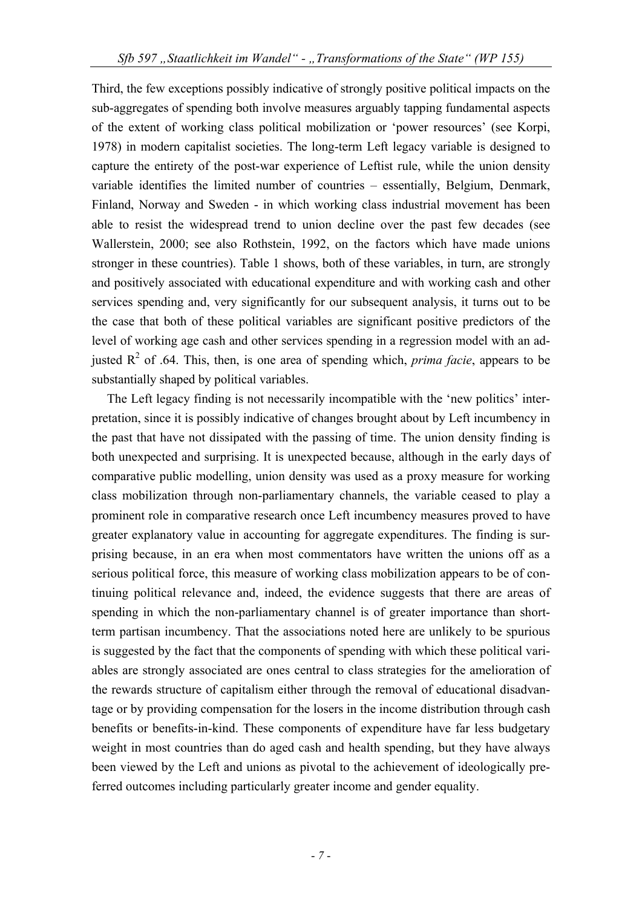Third, the few exceptions possibly indicative of strongly positive political impacts on the sub-aggregates of spending both involve measures arguably tapping fundamental aspects of the extent of working class political mobilization or 'power resources' (see Korpi, 1978) in modern capitalist societies. The long-term Left legacy variable is designed to capture the entirety of the post-war experience of Leftist rule, while the union density variable identifies the limited number of countries – essentially, Belgium, Denmark, Finland, Norway and Sweden - in which working class industrial movement has been able to resist the widespread trend to union decline over the past few decades (see Wallerstein, 2000; see also Rothstein, 1992, on the factors which have made unions stronger in these countries). Table 1 shows, both of these variables, in turn, are strongly and positively associated with educational expenditure and with working cash and other services spending and, very significantly for our subsequent analysis, it turns out to be the case that both of these political variables are significant positive predictors of the level of working age cash and other services spending in a regression model with an adjusted $R^2$ of .64. This, then, is one area of spending which, *prima facie*, appears to be substantially shaped by political variables.

The Left legacy finding is not necessarily incompatible with the 'new politics' interpretation, since it is possibly indicative of changes brought about by Left incumbency in the past that have not dissipated with the passing of time. The union density finding is both unexpected and surprising. It is unexpected because, although in the early days of comparative public modelling, union density was used as a proxy measure for working class mobilization through non-parliamentary channels, the variable ceased to play a prominent role in comparative research once Left incumbency measures proved to have greater explanatory value in accounting for aggregate expenditures. The finding is surprising because, in an era when most commentators have written the unions off as a serious political force, this measure of working class mobilization appears to be of continuing political relevance and, indeed, the evidence suggests that there are areas of spending in which the non-parliamentary channel is of greater importance than short-term partisan incumbency. That the associations noted here are unlikely to be spurious is suggested by the fact that the components of spending with which these political variables are strongly associated are ones central to class strategies for the amelioration of the rewards structure of capitalism either through the removal of educational disadvantage or by providing compensation for the losers in the income distribution through cash benefits or benefits-in-kind. These components of expenditure have far less budgetary weight in most countries than do aged cash and health spending, but they have always been viewed by the Left and unions as pivotal to the achievement of ideologically preferred outcomes including particularly greater income and gender equality.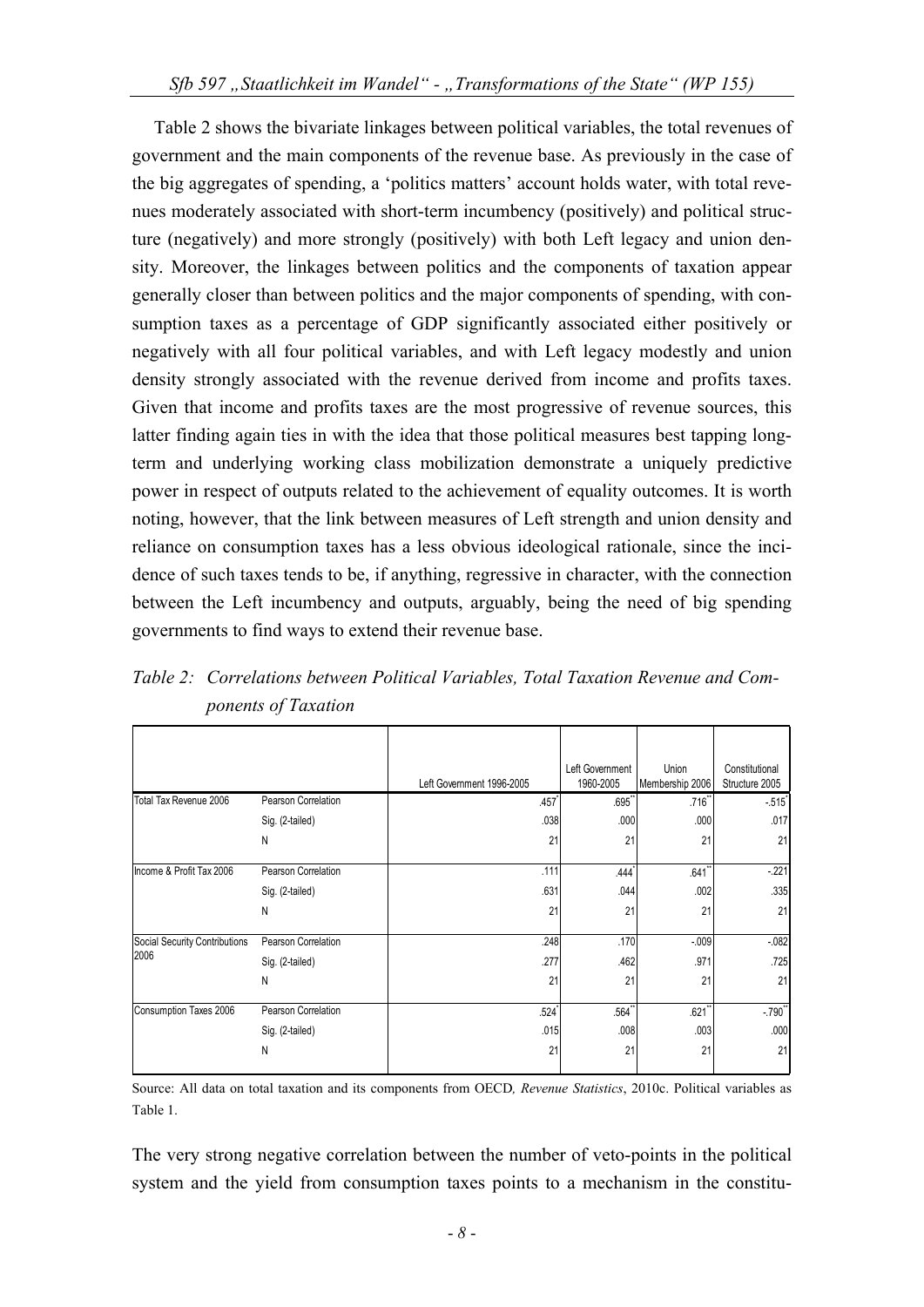Table 2 shows the bivariate linkages between political variables, the total revenues of government and the main components of the revenue base. As previously in the case of the big aggregates of spending, a 'politics matters' account holds water, with total revenues moderately associated with short-term incumbency (positively) and political structure (negatively) and more strongly (positively) with both Left legacy and union density. Moreover, the linkages between politics and the components of taxation appear generally closer than between politics and the major components of spending, with consumption taxes as a percentage of GDP significantly associated either positively or negatively with all four political variables, and with Left legacy modestly and union density strongly associated with the revenue derived from income and profits taxes. Given that income and profits taxes are the most progressive of revenue sources, this latter finding again ties in with the idea that those political measures best tapping long-term and underlying working class mobilization demonstrate a uniquely predictive power in respect of outputs related to the achievement of equality outcomes. It is worth noting, however, that the link between measures of Left strength and union density and reliance on consumption taxes has a less obvious ideological rationale, since the incidence of such taxes tends to be, if anything, regressive in character, with the connection between the Left incumbency and outputs, arguably, being the need of big spending governments to find ways to extend their revenue base.

*Table 2: Correlations between Political Variables, Total Taxation Revenue and Components of Taxation*

| | | Left Government 1996-2005 | Left Government 1960-2005 | Union Membership 2006 | Constitutional Structure 2005 |
|---|---|---|---|---|---|
| Total Tax Revenue 2006 | Pearson Correlation | .457* | .695** | .716** | -.515* |
| | Sig. (2-tailed) | .038 | .000 | .000 | .017 |
| | N | 21 | 21 | 21 | 21 |
| Income & Profit Tax 2006 | Pearson Correlation | .111 | .444* | .641** | -.221 |
| | Sig. (2-tailed) | .631 | .044 | .002 | .335 |
| | N | 21 | 21 | 21 | 21 |
| Social Security Contributions 2006 | Pearson Correlation | .248 | .170 | -.009 | -.082 |
| | Sig. (2-tailed) | .277 | .462 | .971 | .725 |
| | N | 21 | 21 | 21 | 21 |
| Consumption Taxes 2006 | Pearson Correlation | .524* | .564** | .621** | -.790** |
| | Sig. (2-tailed) | .015 | .008 | .003 | .000 |
| | N | 21 | 21 | 21 | 21 |

Source: All data on total taxation and its components from OECD*, Revenue Statistics*, 2010c. Political variables as Table 1.

The very strong negative correlation between the number of veto-points in the political system and the yield from consumption taxes points to a mechanism in the constitu-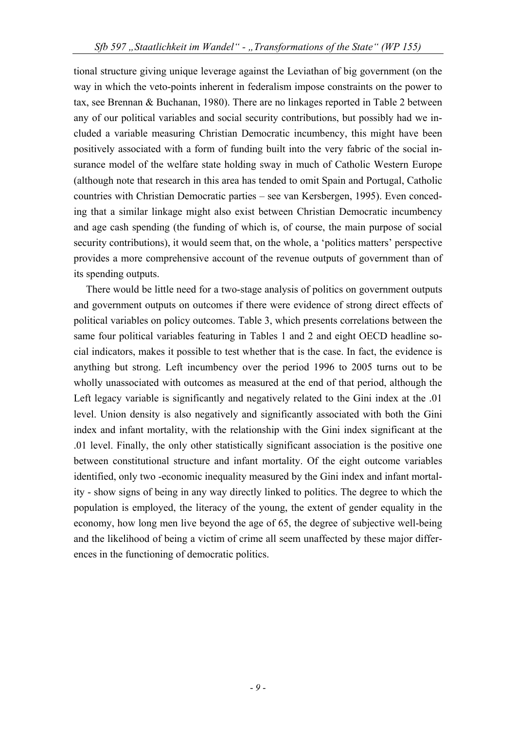tional structure giving unique leverage against the Leviathan of big government (on the way in which the veto-points inherent in federalism impose constraints on the power to tax, see Brennan & Buchanan, 1980). There are no linkages reported in Table 2 between any of our political variables and social security contributions, but possibly had we included a variable measuring Christian Democratic incumbency, this might have been positively associated with a form of funding built into the very fabric of the social insurance model of the welfare state holding sway in much of Catholic Western Europe (although note that research in this area has tended to omit Spain and Portugal, Catholic countries with Christian Democratic parties – see van Kersbergen, 1995). Even conceding that a similar linkage might also exist between Christian Democratic incumbency and age cash spending (the funding of which is, of course, the main purpose of social security contributions), it would seem that, on the whole, a 'politics matters' perspective provides a more comprehensive account of the revenue outputs of government than of its spending outputs.

There would be little need for a two-stage analysis of politics on government outputs and government outputs on outcomes if there were evidence of strong direct effects of political variables on policy outcomes. Table 3, which presents correlations between the same four political variables featuring in Tables 1 and 2 and eight OECD headline social indicators, makes it possible to test whether that is the case. In fact, the evidence is anything but strong. Left incumbency over the period 1996 to 2005 turns out to be wholly unassociated with outcomes as measured at the end of that period, although the Left legacy variable is significantly and negatively related to the Gini index at the .01 level. Union density is also negatively and significantly associated with both the Gini index and infant mortality, with the relationship with the Gini index significant at the .01 level. Finally, the only other statistically significant association is the positive one between constitutional structure and infant mortality. Of the eight outcome variables identified, only two -economic inequality measured by the Gini index and infant mortality - show signs of being in any way directly linked to politics. The degree to which the population is employed, the literacy of the young, the extent of gender equality in the economy, how long men live beyond the age of 65, the degree of subjective well-being and the likelihood of being a victim of crime all seem unaffected by these major differences in the functioning of democratic politics.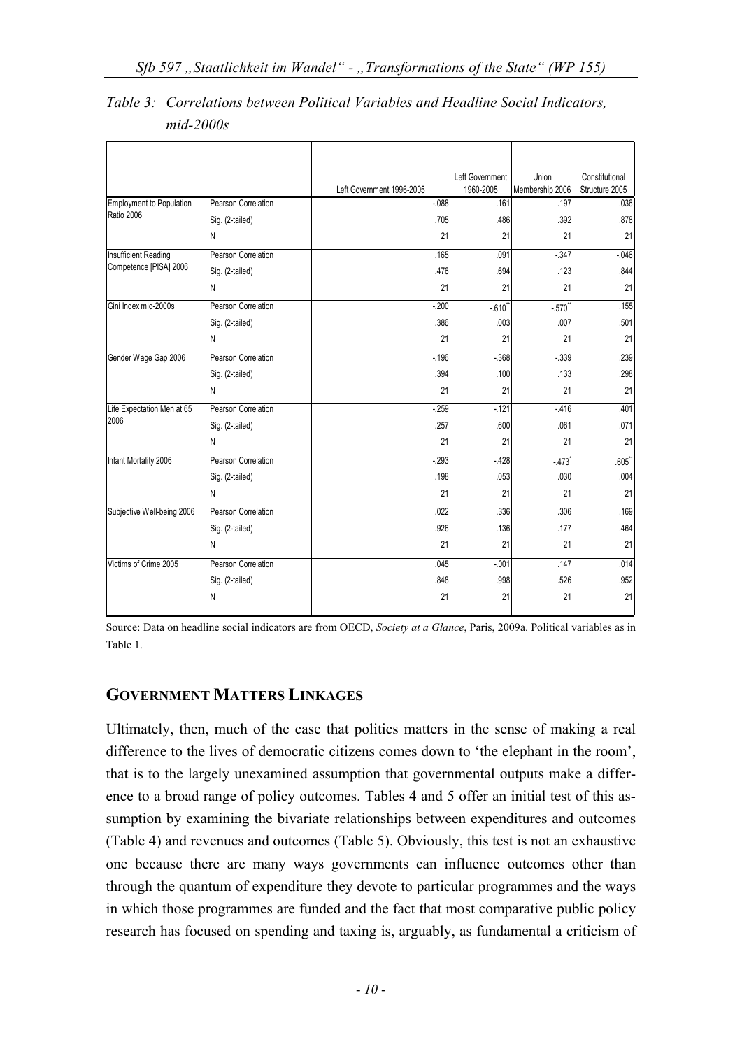*Table 3: Correlations between Political Variables and Headline Social Indicators, mid-2000s*

| | | Left Government 1996-2005 | Left Government 1960-2005 | Union Membership 2006 | Constitutional Structure 2005 |
|---|---|---|---|---|---|
| Employment to Population Ratio 2006 | Pearson Correlation | -.088 | .161 | .197 | .036 |
| | Sig. (2-tailed) | .705 | .486 | .392 | .878 |
| | N | 21 | 21 | 21 | 21 |
| Insufficient Reading Competence [PISA] 2006 | Pearson Correlation | .165 | .091 | -.347 | -.046 |
| | Sig. (2-tailed) | .476 | .694 | .123 | .844 |
| | N | 21 | 21 | 21 | 21 |
| Gini Index mid-2000s | Pearson Correlation | -.200 | -.610** | -.570** | .155 |
| | Sig. (2-tailed) | .386 | .003 | .007 | .501 |
| | N | 21 | 21 | 21 | 21 |
| Gender Wage Gap 2006 | Pearson Correlation | -.196 | -.368 | -.339 | .239 |
| | Sig. (2-tailed) | .394 | .100 | .133 | .298 |
| | N | 21 | 21 | 21 | 21 |
| Life Expectation Men at 65 2006 | Pearson Correlation | -.259 | -.121 | -.416 | .401 |
| | Sig. (2-tailed) | .257 | .600 | .061 | .071 |
| | N | 21 | 21 | 21 | 21 |
| Infant Mortality 2006 | Pearson Correlation | -.293 | -.428 | -.473* | .605** |
| | Sig. (2-tailed) | .198 | .053 | .030 | .004 |
| | N | 21 | 21 | 21 | 21 |
| Subjective Well-being 2006 | Pearson Correlation | .022 | .336 | .306 | .169 |
| | Sig. (2-tailed) | .926 | .136 | .177 | .464 |
| | N | 21 | 21 | 21 | 21 |
| Victims of Crime 2005 | Pearson Correlation | .045 | -.001 | .147 | .014 |
| | Sig. (2-tailed) | .848 | .998 | .526 | .952 |
| | N | 21 | 21 | 21 | 21 |

Source: Data on headline social indicators are from OECD, *Society at a Glance*, Paris, 2009a. Political variables as in Table 1.

## GOVERNMENT MATTERS LINKAGES

Ultimately, then, much of the case that politics matters in the sense of making a real difference to the lives of democratic citizens comes down to 'the elephant in the room', that is to the largely unexamined assumption that governmental outputs make a difference to a broad range of policy outcomes. Tables 4 and 5 offer an initial test of this assumption by examining the bivariate relationships between expenditures and outcomes (Table 4) and revenues and outcomes (Table 5). Obviously, this test is not an exhaustive one because there are many ways governments can influence outcomes other than through the quantum of expenditure they devote to particular programmes and the ways in which those programmes are funded and the fact that most comparative public policy research has focused on spending and taxing is, arguably, as fundamental a criticism of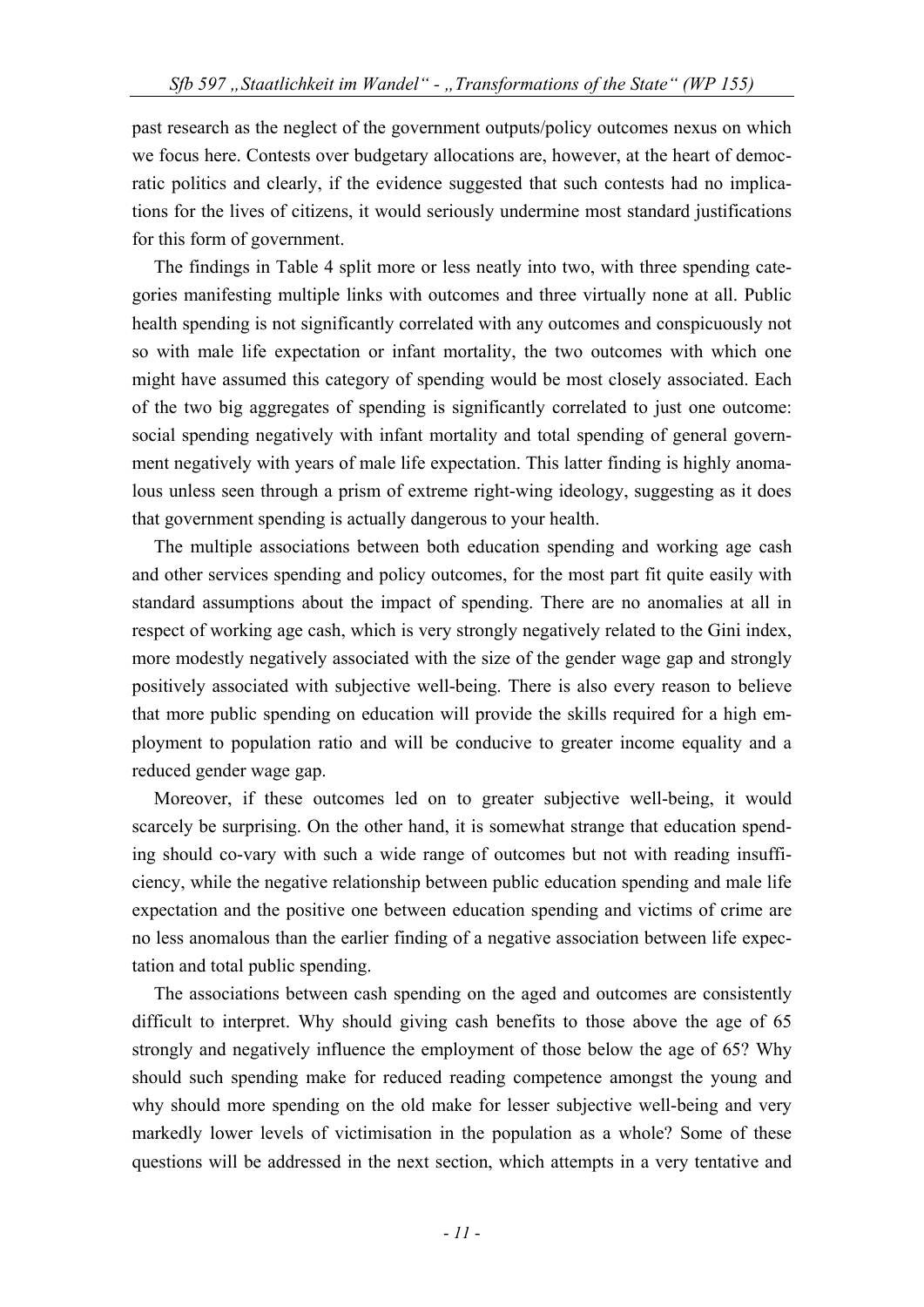past research as the neglect of the government outputs/policy outcomes nexus on which we focus here. Contests over budgetary allocations are, however, at the heart of democratic politics and clearly, if the evidence suggested that such contests had no implications for the lives of citizens, it would seriously undermine most standard justifications for this form of government.

The findings in Table 4 split more or less neatly into two, with three spending categories manifesting multiple links with outcomes and three virtually none at all. Public health spending is not significantly correlated with any outcomes and conspicuously not so with male life expectation or infant mortality, the two outcomes with which one might have assumed this category of spending would be most closely associated. Each of the two big aggregates of spending is significantly correlated to just one outcome: social spending negatively with infant mortality and total spending of general government negatively with years of male life expectation. This latter finding is highly anomalous unless seen through a prism of extreme right-wing ideology, suggesting as it does that government spending is actually dangerous to your health.

The multiple associations between both education spending and working age cash and other services spending and policy outcomes, for the most part fit quite easily with standard assumptions about the impact of spending. There are no anomalies at all in respect of working age cash, which is very strongly negatively related to the Gini index, more modestly negatively associated with the size of the gender wage gap and strongly positively associated with subjective well-being. There is also every reason to believe that more public spending on education will provide the skills required for a high employment to population ratio and will be conducive to greater income equality and a reduced gender wage gap.

Moreover, if these outcomes led on to greater subjective well-being, it would scarcely be surprising. On the other hand, it is somewhat strange that education spending should co-vary with such a wide range of outcomes but not with reading insufficiency, while the negative relationship between public education spending and male life expectation and the positive one between education spending and victims of crime are no less anomalous than the earlier finding of a negative association between life expectation and total public spending.

The associations between cash spending on the aged and outcomes are consistently difficult to interpret. Why should giving cash benefits to those above the age of 65 strongly and negatively influence the employment of those below the age of 65? Why should such spending make for reduced reading competence amongst the young and why should more spending on the old make for lesser subjective well-being and very markedly lower levels of victimisation in the population as a whole? Some of these questions will be addressed in the next section, which attempts in a very tentative and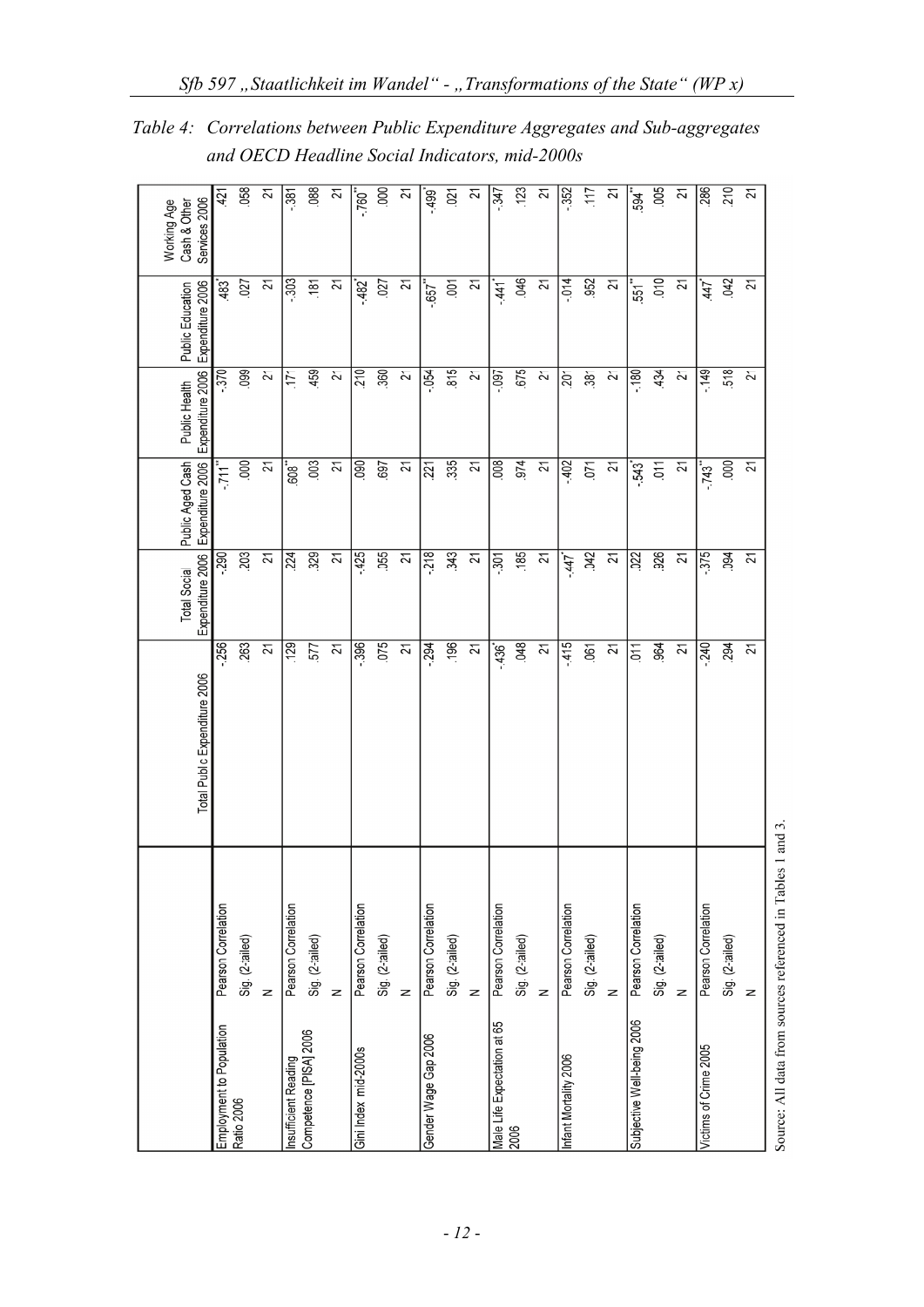*Table 4: Correlations between Public Expenditure Aggregates and Sub-aggregates and OECD Headline Social Indicators, mid-2000s*

| | | Total Public Expenditure 2006 | Total Social Expenditure 2006 | Public Aged Cash Expenditure 2006 | Public Health Expenditure 2006 | Public Education Expenditure 2006 | Working Age Cash & Other Services 2006 |
|---|---|---|---|---|---|---|---|
| Employment to Population Ratio 2006 | Pearson Correlation | -.256 | -.290 | -.711** | -.370 | .483* | .421 |
| | Sig. (2-tailed) | .263 | .203 | .000 | .099 | .027 | .058 |
| | N | 21 | 21 | 21 | 21 | 21 | 21 |
| Insufficient Reading Competence [PISA] 2006 | Pearson Correlation | .129 | .224 | .608** | .17 | -.303 | -.381 |
| | Sig. (2-tailed) | .577 | .329 | .003 | .459 | .181 | .088 |
| | N | 21 | 21 | 21 | 21 | 21 | 21 |
| Gini Index mid-2000s | Pearson Correlation | -.396 | -.425 | .090 | .210 | -.482* | -.760** |
| | Sig. (2-tailed) | .075 | .055 | .697 | .360 | .027 | .000 |
| | N | 21 | 21 | 21 | 21 | 21 | 21 |
| Gender Wage Gap 2006 | Pearson Correlation | -.294 | -.218 | .221 | -.054 | -.657** | -.499* |
| | Sig. (2-tailed) | .196 | .343 | .335 | .815 | .001 | .021 |
| | N | 21 | 21 | 21 | 21 | 21 | 21 |
| Male Life Expectation at 65 2006 | Pearson Correlation | -.436* | -.301 | .008 | -.097 | -.441* | -.347 |
| | Sig. (2-tailed) | .048 | .185 | .974 | .675 | .046 | .123 |
| | N | 21 | 21 | 21 | 21 | 21 | 21 |
| Infant Mortality 2006 | Pearson Correlation | -.415 | -.447* | -.402 | .20 | -.014 | -.352 |
| | Sig. (2-tailed) | .061 | .042 | .071 | .38 | .952 | .117 |
| | N | 21 | 21 | 21 | 21 | 21 | 21 |
| Subjective Well-being 2006 | Pearson Correlation | .011 | .022 | -.543* | -.180 | .551** | .594** |
| | Sig. (2-tailed) | .964 | .926 | .011 | .434 | .010 | .005 |
| | N | 21 | 21 | 21 | 21 | 21 | 21 |
| Victims of Crime 2005 | Pearson Correlation | -.240 | -.375 | -.743** | -.149 | .447* | .286 |
| | Sig. (2-tailed) | .294 | .094 | .000 | .518 | .042 | .210 |
| | N | 21 | 21 | 21 | 21 | 21 | 21 |

Source: All data from sources referenced in Tables 1 and 3.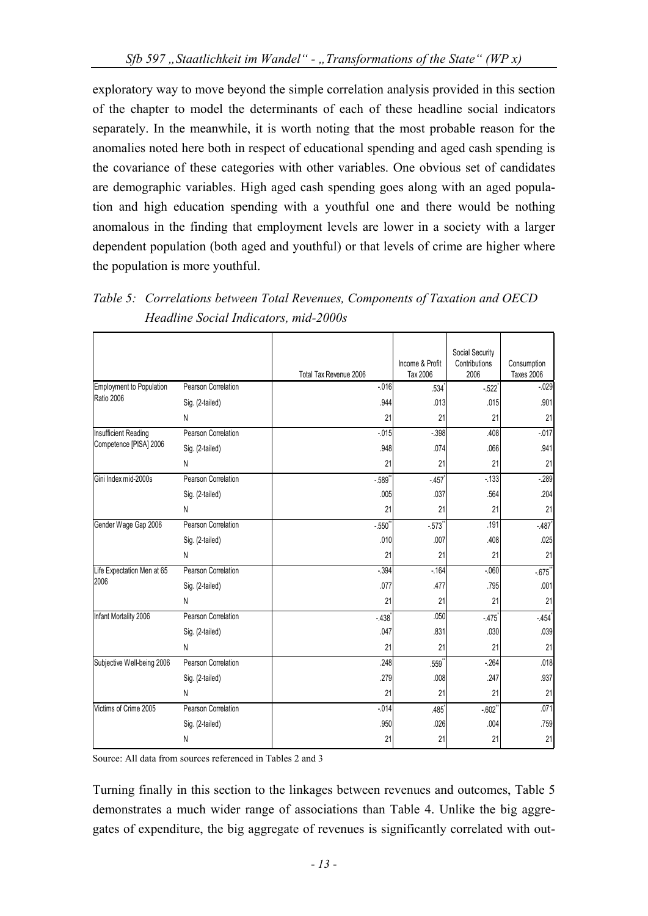exploratory way to move beyond the simple correlation analysis provided in this section of the chapter to model the determinants of each of these headline social indicators separately. In the meanwhile, it is worth noting that the most probable reason for the anomalies noted here both in respect of educational spending and aged cash spending is the covariance of these categories with other variables. One obvious set of candidates are demographic variables. High aged cash spending goes along with an aged population and high education spending with a youthful one and there would be nothing anomalous in the finding that employment levels are lower in a society with a larger dependent population (both aged and youthful) or that levels of crime are higher where the population is more youthful.

*Table 5: Correlations between Total Revenues, Components of Taxation and OECD Headline Social Indicators, mid-2000s*

| | | Total Tax Revenue 2006 | Income & Profit Tax 2006 | Social Security Contributions 2006 | Consumption Taxes 2006 |
|---|---|---|---|---|---|
| Employment to Population Ratio 2006 | Pearson Correlation | -.016 | .534* | -.522* | -.029 |
| | Sig. (2-tailed) | .944 | .013 | .015 | .901 |
| | N | 21 | 21 | 21 | 21 |
| Insufficient Reading Competence [PISA] 2006 | Pearson Correlation | -.015 | -.398 | .408 | -.017 |
| | Sig. (2-tailed) | .948 | .074 | .066 | .941 |
| | N | 21 | 21 | 21 | 21 |
| Gini Index mid-2000s | Pearson Correlation | -.589** | -.457* | -.133 | -.289 |
| | Sig. (2-tailed) | .005 | .037 | .564 | .204 |
| | N | 21 | 21 | 21 | 21 |
| Gender Wage Gap 2006 | Pearson Correlation | -.550** | -.573** | .191 | -.487* |
| | Sig. (2-tailed) | .010 | .007 | .408 | .025 |
| | N | 21 | 21 | 21 | 21 |
| Life Expectation Men at 65 2006 | Pearson Correlation | -.394 | -.164 | -.060 | -.675** |
| | Sig. (2-tailed) | .077 | .477 | .795 | .001 |
| | N | 21 | 21 | 21 | 21 |
| Infant Mortality 2006 | Pearson Correlation | -.438* | .050 | -.475* | -.454* |
| | Sig. (2-tailed) | .047 | .831 | .030 | .039 |
| | N | 21 | 21 | 21 | 21 |
| Subjective Well-being 2006 | Pearson Correlation | .248 | .559** | -.264 | .018 |
| | Sig. (2-tailed) | .279 | .008 | .247 | .937 |
| | N | 21 | 21 | 21 | 21 |
| Victims of Crime 2005 | Pearson Correlation | -.014 | .485* | -.602** | .071 |
| | Sig. (2-tailed) | .950 | .026 | .004 | .759 |
| | N | 21 | 21 | 21 | 21 |

Source: All data from sources referenced in Tables 2 and 3

Turning finally in this section to the linkages between revenues and outcomes, Table 5 demonstrates a much wider range of associations than Table 4. Unlike the big aggregates of expenditure, the big aggregate of revenues is significantly correlated with out-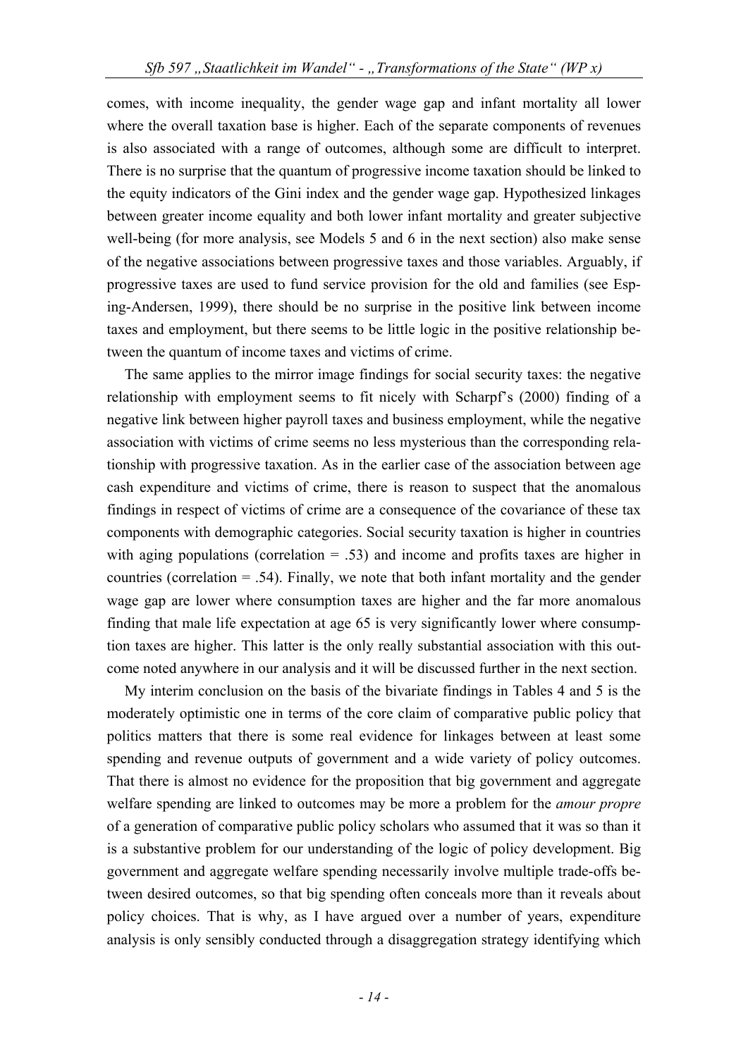comes, with income inequality, the gender wage gap and infant mortality all lower where the overall taxation base is higher. Each of the separate components of revenues is also associated with a range of outcomes, although some are difficult to interpret. There is no surprise that the quantum of progressive income taxation should be linked to the equity indicators of the Gini index and the gender wage gap. Hypothesized linkages between greater income equality and both lower infant mortality and greater subjective well-being (for more analysis, see Models 5 and 6 in the next section) also make sense of the negative associations between progressive taxes and those variables. Arguably, if progressive taxes are used to fund service provision for the old and families (see Esping-Andersen, 1999), there should be no surprise in the positive link between income taxes and employment, but there seems to be little logic in the positive relationship between the quantum of income taxes and victims of crime.

The same applies to the mirror image findings for social security taxes: the negative relationship with employment seems to fit nicely with Scharpf's (2000) finding of a negative link between higher payroll taxes and business employment, while the negative association with victims of crime seems no less mysterious than the corresponding relationship with progressive taxation. As in the earlier case of the association between age cash expenditure and victims of crime, there is reason to suspect that the anomalous findings in respect of victims of crime are a consequence of the covariance of these tax components with demographic categories. Social security taxation is higher in countries with aging populations (correlation = .53) and income and profits taxes are higher in countries (correlation = .54). Finally, we note that both infant mortality and the gender wage gap are lower where consumption taxes are higher and the far more anomalous finding that male life expectation at age 65 is very significantly lower where consumption taxes are higher. This latter is the only really substantial association with this outcome noted anywhere in our analysis and it will be discussed further in the next section.

My interim conclusion on the basis of the bivariate findings in Tables 4 and 5 is the moderately optimistic one in terms of the core claim of comparative public policy that politics matters that there is some real evidence for linkages between at least some spending and revenue outputs of government and a wide variety of policy outcomes. That there is almost no evidence for the proposition that big government and aggregate welfare spending are linked to outcomes may be more a problem for the *amour propre* of a generation of comparative public policy scholars who assumed that it was so than it is a substantive problem for our understanding of the logic of policy development. Big government and aggregate welfare spending necessarily involve multiple trade-offs between desired outcomes, so that big spending often conceals more than it reveals about policy choices. That is why, as I have argued over a number of years, expenditure analysis is only sensibly conducted through a disaggregation strategy identifying which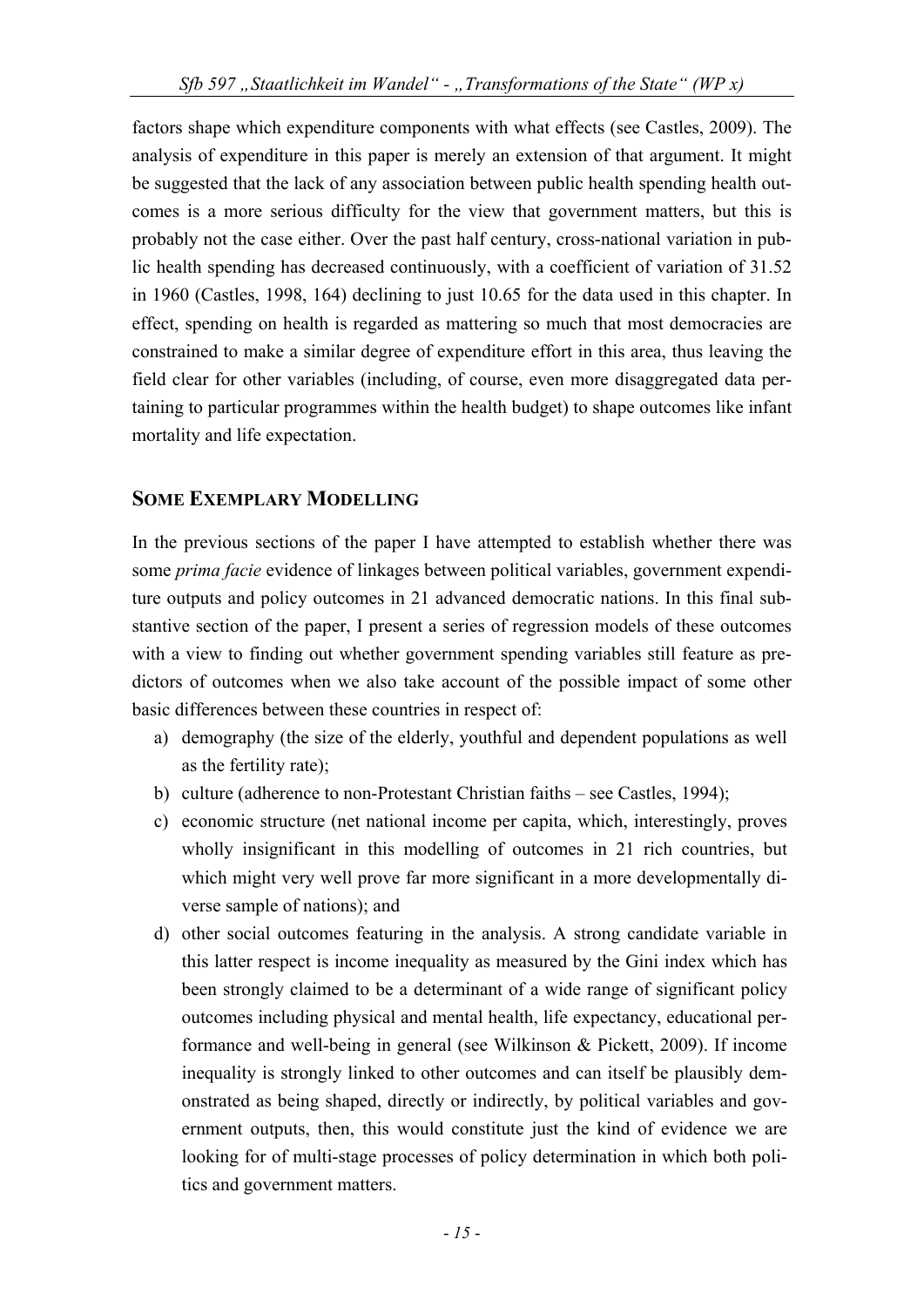factors shape which expenditure components with what effects (see Castles, 2009). The analysis of expenditure in this paper is merely an extension of that argument. It might be suggested that the lack of any association between public health spending health outcomes is a more serious difficulty for the view that government matters, but this is probably not the case either. Over the past half century, cross-national variation in public health spending has decreased continuously, with a coefficient of variation of 31.52 in 1960 (Castles, 1998, 164) declining to just 10.65 for the data used in this chapter. In effect, spending on health is regarded as mattering so much that most democracies are constrained to make a similar degree of expenditure effort in this area, thus leaving the field clear for other variables (including, of course, even more disaggregated data pertaining to particular programmes within the health budget) to shape outcomes like infant mortality and life expectation.

## Some Exemplary Modelling

In the previous sections of the paper I have attempted to establish whether there was some *prima facie* evidence of linkages between political variables, government expenditure outputs and policy outcomes in 21 advanced democratic nations. In this final substantive section of the paper, I present a series of regression models of these outcomes with a view to finding out whether government spending variables still feature as predictors of outcomes when we also take account of the possible impact of some other basic differences between these countries in respect of:

a) demography (the size of the elderly, youthful and dependent populations as well as the fertility rate);
b) culture (adherence to non-Protestant Christian faiths – see Castles, 1994);
c) economic structure (net national income per capita, which, interestingly, proves wholly insignificant in this modelling of outcomes in 21 rich countries, but which might very well prove far more significant in a more developmentally diverse sample of nations); and
d) other social outcomes featuring in the analysis. A strong candidate variable in this latter respect is income inequality as measured by the Gini index which has been strongly claimed to be a determinant of a wide range of significant policy outcomes including physical and mental health, life expectancy, educational performance and well-being in general (see Wilkinson & Pickett, 2009). If income inequality is strongly linked to other outcomes and can itself be plausibly demonstrated as being shaped, directly or indirectly, by political variables and government outputs, then, this would constitute just the kind of evidence we are looking for of multi-stage processes of policy determination in which both politics and government matters.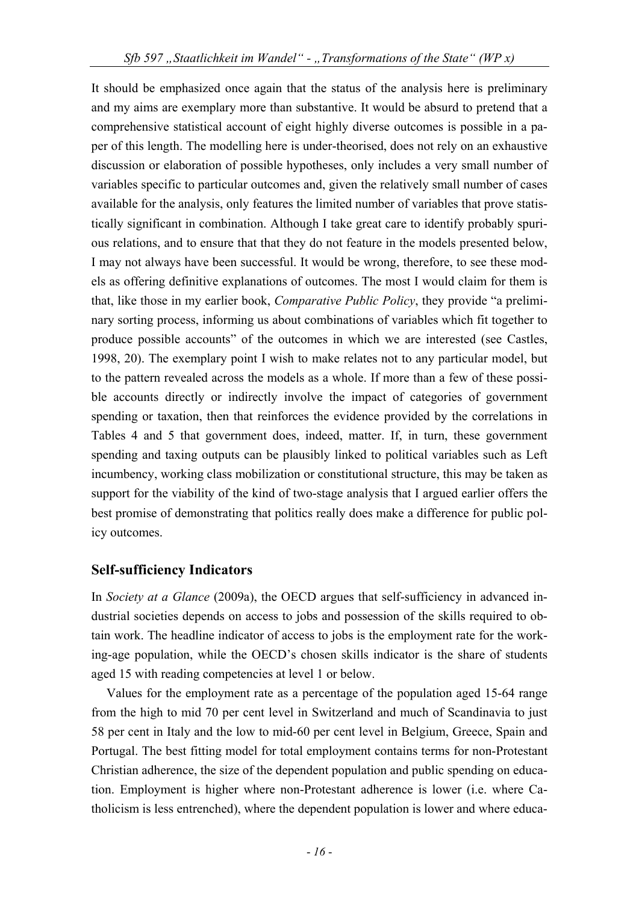It should be emphasized once again that the status of the analysis here is preliminary and my aims are exemplary more than substantive. It would be absurd to pretend that a comprehensive statistical account of eight highly diverse outcomes is possible in a paper of this length. The modelling here is under-theorised, does not rely on an exhaustive discussion or elaboration of possible hypotheses, only includes a very small number of variables specific to particular outcomes and, given the relatively small number of cases available for the analysis, only features the limited number of variables that prove statistically significant in combination. Although I take great care to identify probably spurious relations, and to ensure that that they do not feature in the models presented below, I may not always have been successful. It would be wrong, therefore, to see these models as offering definitive explanations of outcomes. The most I would claim for them is that, like those in my earlier book, *Comparative Public Policy*, they provide "a preliminary sorting process, informing us about combinations of variables which fit together to produce possible accounts" of the outcomes in which we are interested (see Castles, 1998, 20). The exemplary point I wish to make relates not to any particular model, but to the pattern revealed across the models as a whole. If more than a few of these possible accounts directly or indirectly involve the impact of categories of government spending or taxation, then that reinforces the evidence provided by the correlations in Tables 4 and 5 that government does, indeed, matter. If, in turn, these government spending and taxing outputs can be plausibly linked to political variables such as Left incumbency, working class mobilization or constitutional structure, this may be taken as support for the viability of the kind of two-stage analysis that I argued earlier offers the best promise of demonstrating that politics really does make a difference for public policy outcomes.

## Self-sufficiency Indicators

In *Society at a Glance* (2009a), the OECD argues that self-sufficiency in advanced industrial societies depends on access to jobs and possession of the skills required to obtain work. The headline indicator of access to jobs is the employment rate for the working-age population, while the OECD's chosen skills indicator is the share of students aged 15 with reading competencies at level 1 or below.

Values for the employment rate as a percentage of the population aged 15-64 range from the high to mid 70 per cent level in Switzerland and much of Scandinavia to just 58 per cent in Italy and the low to mid-60 per cent level in Belgium, Greece, Spain and Portugal. The best fitting model for total employment contains terms for non-Protestant Christian adherence, the size of the dependent population and public spending on education. Employment is higher where non-Protestant adherence is lower (i.e. where Catholicism is less entrenched), where the dependent population is lower and where educa-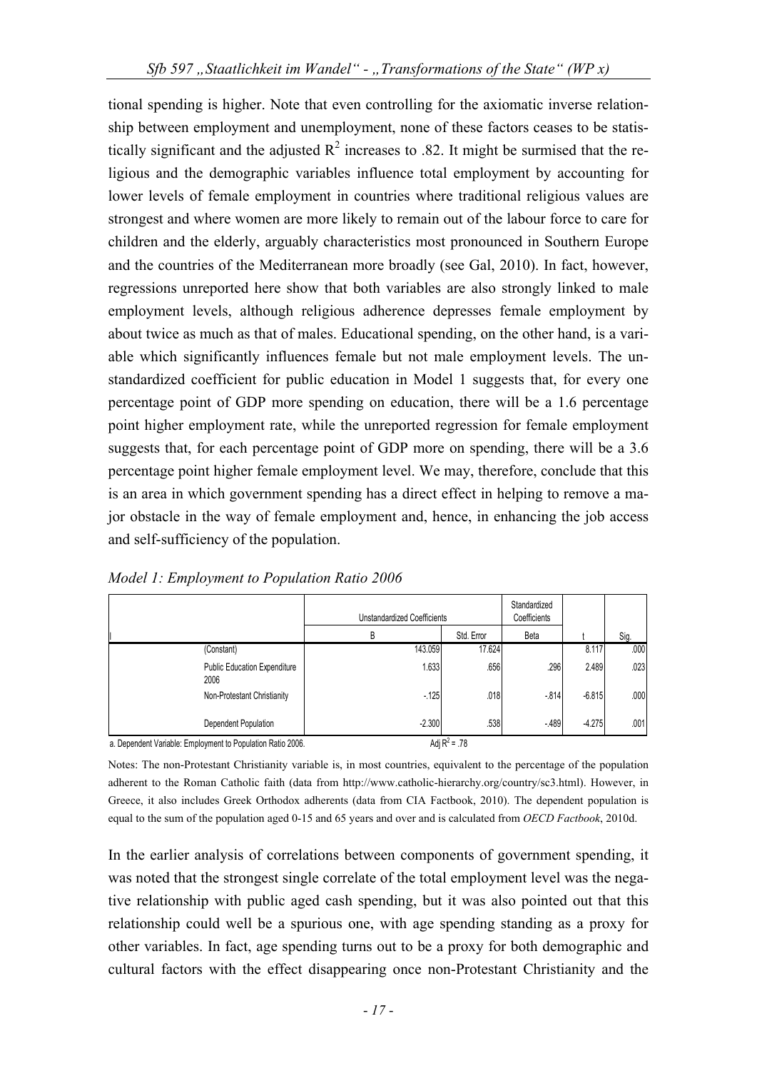tional spending is higher. Note that even controlling for the axiomatic inverse relationship between employment and unemployment, none of these factors ceases to be statistically significant and the adjusted $R^2$ increases to .82. It might be surmised that the religious and the demographic variables influence total employment by accounting for lower levels of female employment in countries where traditional religious values are strongest and where women are more likely to remain out of the labour force to care for children and the elderly, arguably characteristics most pronounced in Southern Europe and the countries of the Mediterranean more broadly (see Gal, 2010). In fact, however, regressions unreported here show that both variables are also strongly linked to male employment levels, although religious adherence depresses female employment by about twice as much as that of males. Educational spending, on the other hand, is a variable which significantly influences female but not male employment levels. The unstandardized coefficient for public education in Model 1 suggests that, for every one percentage point of GDP more spending on education, there will be a 1.6 percentage point higher employment rate, while the unreported regression for female employment suggests that, for each percentage point of GDP more on spending, there will be a 3.6 percentage point higher female employment level. We may, therefore, conclude that this is an area in which government spending has a direct effect in helping to remove a major obstacle in the way of female employment and, hence, in enhancing the job access and self-sufficiency of the population.

*Model 1: Employment to Population Ratio 2006*

| | Unstandardized Coefficients | | Standardized Coefficients | | |
|---|---|---|---|---|---|
| | B | Std. Error | Beta | t | Sig. |
| (Constant) | 143.059 | 17.624 | | 8.117 | .000 |
| Public Education Expenditure 2006 | 1.633 | .656 | .296 | 2.489 | .023 |
| Non-Protestant Christianity | -.125 | .018 | -.814 | -6.815 | .000 |
| Dependent Population | -2.300 | .538 | -.489 | -4.275 | .001 |

a. Dependent Variable: Employment to Population Ratio 2006. Adj $R^2$ = .78

Notes: The non-Protestant Christianity variable is, in most countries, equivalent to the percentage of the population adherent to the Roman Catholic faith (data from http://www.catholic-hierarchy.org/country/sc3.html). However, in Greece, it also includes Greek Orthodox adherents (data from CIA Factbook, 2010). The dependent population is equal to the sum of the population aged 0-15 and 65 years and over and is calculated from *OECD Factbook*, 2010d.

In the earlier analysis of correlations between components of government spending, it was noted that the strongest single correlate of the total employment level was the negative relationship with public aged cash spending, but it was also pointed out that this relationship could well be a spurious one, with age spending standing as a proxy for other variables. In fact, age spending turns out to be a proxy for both demographic and cultural factors with the effect disappearing once non-Protestant Christianity and the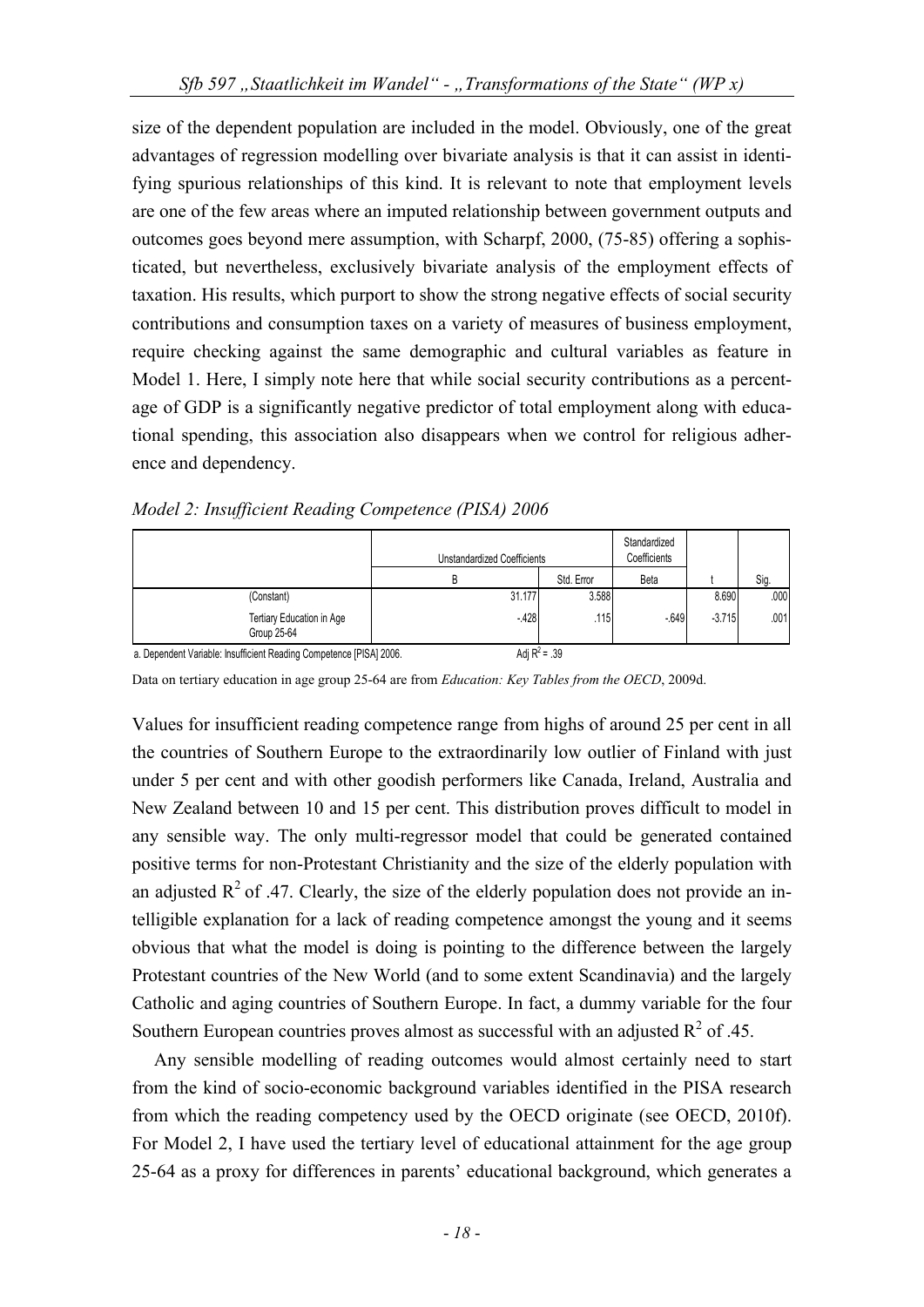size of the dependent population are included in the model. Obviously, one of the great advantages of regression modelling over bivariate analysis is that it can assist in identifying spurious relationships of this kind. It is relevant to note that employment levels are one of the few areas where an imputed relationship between government outputs and outcomes goes beyond mere assumption, with Scharpf, 2000, (75-85) offering a sophisticated, but nevertheless, exclusively bivariate analysis of the employment effects of taxation. His results, which purport to show the strong negative effects of social security contributions and consumption taxes on a variety of measures of business employment, require checking against the same demographic and cultural variables as feature in Model 1. Here, I simply note here that while social security contributions as a percentage of GDP is a significantly negative predictor of total employment along with educational spending, this association also disappears when we control for religious adherence and dependency.

*Model 2: Insufficient Reading Competence (PISA) 2006*

| | Unstandardized Coefficients | | Standardized Coefficients | | |
|---|---|---|---|---|---|
| | B | Std. Error | Beta | t | Sig. |
| (Constant) | 31.177 | 3.588 | | 8.690 | .000 |
| Tertiary Education in Age Group 25-64 | -.428 | .115 | -.649 | -3.715 | .001 |

a. Dependent Variable: Insufficient Reading Competence [PISA] 2006. Adj $R^2$ = .39

Data on tertiary education in age group 25-64 are from *Education: Key Tables from the OECD*, 2009d.

Values for insufficient reading competence range from highs of around 25 per cent in all the countries of Southern Europe to the extraordinarily low outlier of Finland with just under 5 per cent and with other goodish performers like Canada, Ireland, Australia and New Zealand between 10 and 15 per cent. This distribution proves difficult to model in any sensible way. The only multi-regressor model that could be generated contained positive terms for non-Protestant Christianity and the size of the elderly population with an adjusted $R^2$ of .47. Clearly, the size of the elderly population does not provide an intelligible explanation for a lack of reading competence amongst the young and it seems obvious that what the model is doing is pointing to the difference between the largely Protestant countries of the New World (and to some extent Scandinavia) and the largely Catholic and aging countries of Southern Europe. In fact, a dummy variable for the four Southern European countries proves almost as successful with an adjusted $R^2$ of .45.

Any sensible modelling of reading outcomes would almost certainly need to start from the kind of socio-economic background variables identified in the PISA research from which the reading competency used by the OECD originate (see OECD, 2010f). For Model 2, I have used the tertiary level of educational attainment for the age group 25-64 as a proxy for differences in parents' educational background, which generates a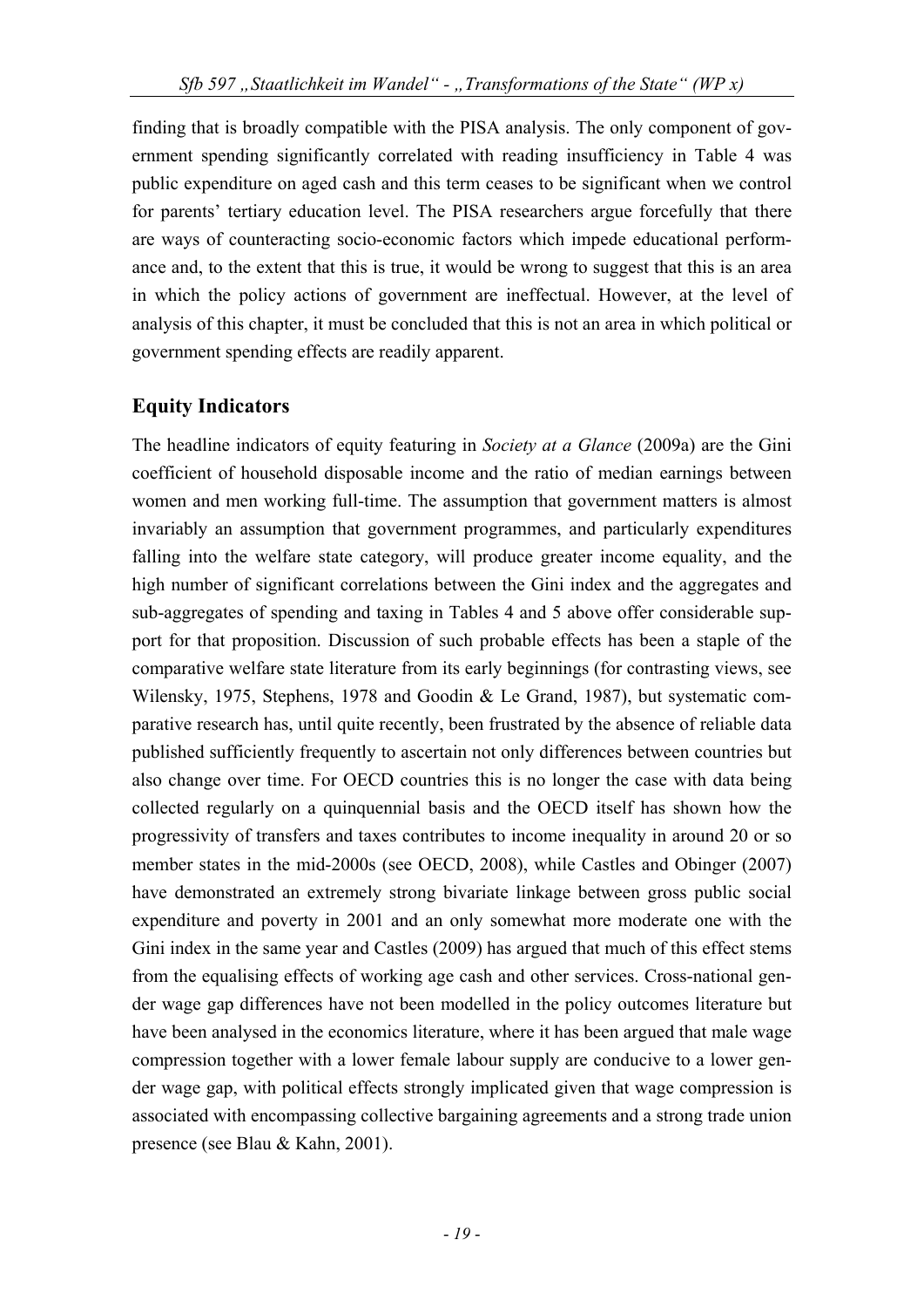finding that is broadly compatible with the PISA analysis. The only component of government spending significantly correlated with reading insufficiency in Table 4 was public expenditure on aged cash and this term ceases to be significant when we control for parents' tertiary education level. The PISA researchers argue forcefully that there are ways of counteracting socio-economic factors which impede educational performance and, to the extent that this is true, it would be wrong to suggest that this is an area in which the policy actions of government are ineffectual. However, at the level of analysis of this chapter, it must be concluded that this is not an area in which political or government spending effects are readily apparent.

## Equity Indicators

The headline indicators of equity featuring in *Society at a Glance* (2009a) are the Gini coefficient of household disposable income and the ratio of median earnings between women and men working full-time. The assumption that government matters is almost invariably an assumption that government programmes, and particularly expenditures falling into the welfare state category, will produce greater income equality, and the high number of significant correlations between the Gini index and the aggregates and sub-aggregates of spending and taxing in Tables 4 and 5 above offer considerable support for that proposition. Discussion of such probable effects has been a staple of the comparative welfare state literature from its early beginnings (for contrasting views, see Wilensky, 1975, Stephens, 1978 and Goodin & Le Grand, 1987), but systematic comparative research has, until quite recently, been frustrated by the absence of reliable data published sufficiently frequently to ascertain not only differences between countries but also change over time. For OECD countries this is no longer the case with data being collected regularly on a quinquennial basis and the OECD itself has shown how the progressivity of transfers and taxes contributes to income inequality in around 20 or so member states in the mid-2000s (see OECD, 2008), while Castles and Obinger (2007) have demonstrated an extremely strong bivariate linkage between gross public social expenditure and poverty in 2001 and an only somewhat more moderate one with the Gini index in the same year and Castles (2009) has argued that much of this effect stems from the equalising effects of working age cash and other services. Cross-national gender wage gap differences have not been modelled in the policy outcomes literature but have been analysed in the economics literature, where it has been argued that male wage compression together with a lower female labour supply are conducive to a lower gender wage gap, with political effects strongly implicated given that wage compression is associated with encompassing collective bargaining agreements and a strong trade union presence (see Blau & Kahn, 2001).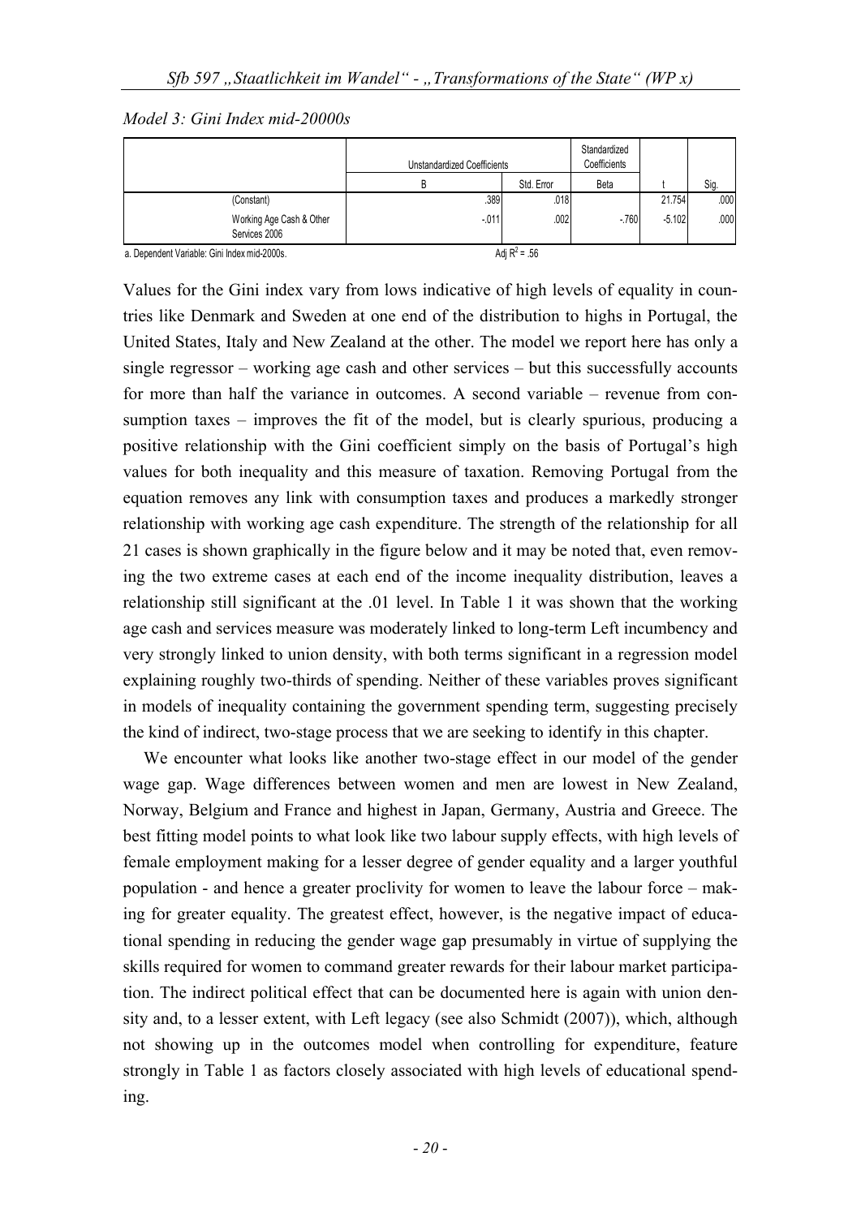*Model 3: Gini Index mid-20000s*

| | Unstandardized Coefficients | | Standardized Coefficients | | |
|---|---|---|---|---|---|
| | B | Std. Error | Beta | t | Sig. |
| (Constant) | .389 | .018 | | 21.754 | .000 |
| Working Age Cash & Other Services 2006 | -.011 | .002 | -.760 | -5.102 | .000 |

a. Dependent Variable: Gini Index mid-2000s. Adj $R^2$ = .56

Values for the Gini index vary from lows indicative of high levels of equality in countries like Denmark and Sweden at one end of the distribution to highs in Portugal, the United States, Italy and New Zealand at the other. The model we report here has only a single regressor – working age cash and other services – but this successfully accounts for more than half the variance in outcomes. A second variable – revenue from consumption taxes – improves the fit of the model, but is clearly spurious, producing a positive relationship with the Gini coefficient simply on the basis of Portugal's high values for both inequality and this measure of taxation. Removing Portugal from the equation removes any link with consumption taxes and produces a markedly stronger relationship with working age cash expenditure. The strength of the relationship for all 21 cases is shown graphically in the figure below and it may be noted that, even removing the two extreme cases at each end of the income inequality distribution, leaves a relationship still significant at the .01 level. In Table 1 it was shown that the working age cash and services measure was moderately linked to long-term Left incumbency and very strongly linked to union density, with both terms significant in a regression model explaining roughly two-thirds of spending. Neither of these variables proves significant in models of inequality containing the government spending term, suggesting precisely the kind of indirect, two-stage process that we are seeking to identify in this chapter.

We encounter what looks like another two-stage effect in our model of the gender wage gap. Wage differences between women and men are lowest in New Zealand, Norway, Belgium and France and highest in Japan, Germany, Austria and Greece. The best fitting model points to what look like two labour supply effects, with high levels of female employment making for a lesser degree of gender equality and a larger youthful population - and hence a greater proclivity for women to leave the labour force – making for greater equality. The greatest effect, however, is the negative impact of educational spending in reducing the gender wage gap presumably in virtue of supplying the skills required for women to command greater rewards for their labour market participation. The indirect political effect that can be documented here is again with union density and, to a lesser extent, with Left legacy (see also Schmidt (2007)), which, although not showing up in the outcomes model when controlling for expenditure, feature strongly in Table 1 as factors closely associated with high levels of educational spending.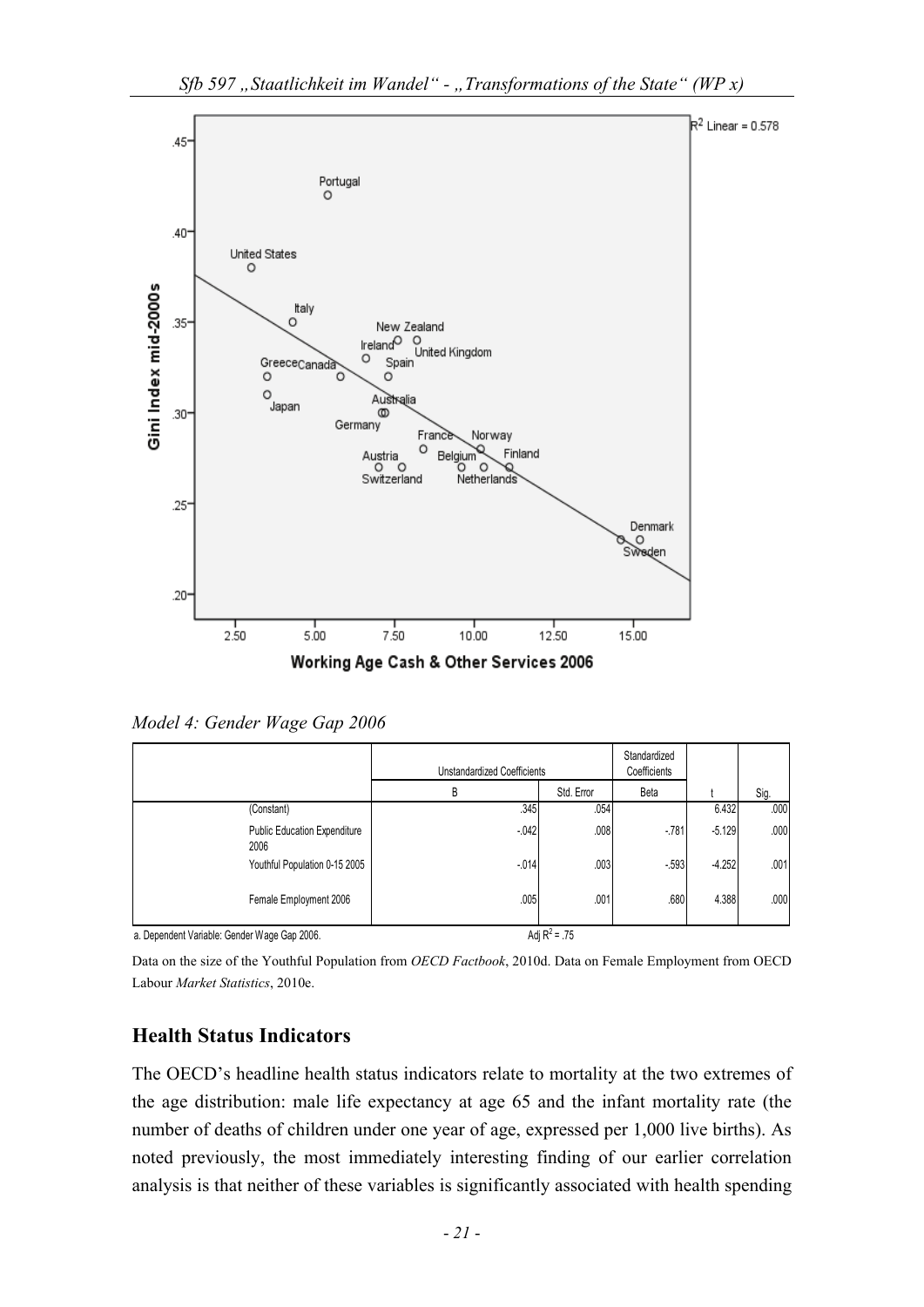*Model 4: Gender Wage Gap 2006*

| | Unstandardized Coefficients | | Standardized Coefficients | | |
|---|---|---|---|---|---|
| | B | Std. Error | Beta | t | Sig. |
| (Constant) | .345 | .054 | | 6.432 | .000 |
| Public Education Expenditure 2006 | -.042 | .008 | -.781 | -5.129 | .000 |
| Youthful Population 0-15 2005 | -.014 | .003 | -.593 | -4.252 | .001 |
| Female Employment 2006 | .005 | .001 | .680 | 4.388 | .000 |

a. Dependent Variable: Gender Wage Gap 2006. Adj $R^2$ = .75

Data on the size of the Youthful Population from *OECD Factbook*, 2010d. Data on Female Employment from OECD Labour *Market Statistics*, 2010e.

## Health Status Indicators

The OECD's headline health status indicators relate to mortality at the two extremes of the age distribution: male life expectancy at age 65 and the infant mortality rate (the number of deaths of children under one year of age, expressed per 1,000 live births). As noted previously, the most immediately interesting finding of our earlier correlation analysis is that neither of these variables is significantly associated with health spending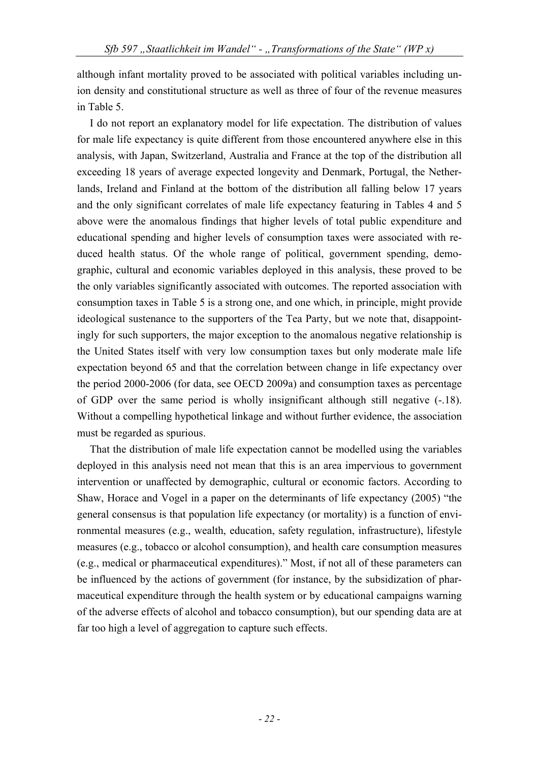although infant mortality proved to be associated with political variables including union density and constitutional structure as well as three of four of the revenue measures in Table 5.

I do not report an explanatory model for life expectation. The distribution of values for male life expectancy is quite different from those encountered anywhere else in this analysis, with Japan, Switzerland, Australia and France at the top of the distribution all exceeding 18 years of average expected longevity and Denmark, Portugal, the Netherlands, Ireland and Finland at the bottom of the distribution all falling below 17 years and the only significant correlates of male life expectancy featuring in Tables 4 and 5 above were the anomalous findings that higher levels of total public expenditure and educational spending and higher levels of consumption taxes were associated with reduced health status. Of the whole range of political, government spending, demographic, cultural and economic variables deployed in this analysis, these proved to be the only variables significantly associated with outcomes. The reported association with consumption taxes in Table 5 is a strong one, and one which, in principle, might provide ideological sustenance to the supporters of the Tea Party, but we note that, disappointingly for such supporters, the major exception to the anomalous negative relationship is the United States itself with very low consumption taxes but only moderate male life expectation beyond 65 and that the correlation between change in life expectancy over the period 2000-2006 (for data, see OECD 2009a) and consumption taxes as percentage of GDP over the same period is wholly insignificant although still negative (-.18). Without a compelling hypothetical linkage and without further evidence, the association must be regarded as spurious.

That the distribution of male life expectation cannot be modelled using the variables deployed in this analysis need not mean that this is an area impervious to government intervention or unaffected by demographic, cultural or economic factors. According to Shaw, Horace and Vogel in a paper on the determinants of life expectancy (2005) "the general consensus is that population life expectancy (or mortality) is a function of environmental measures (e.g., wealth, education, safety regulation, infrastructure), lifestyle measures (e.g., tobacco or alcohol consumption), and health care consumption measures (e.g., medical or pharmaceutical expenditures)." Most, if not all of these parameters can be influenced by the actions of government (for instance, by the subsidization of pharmaceutical expenditure through the health system or by educational campaigns warning of the adverse effects of alcohol and tobacco consumption), but our spending data are at far too high a level of aggregation to capture such effects.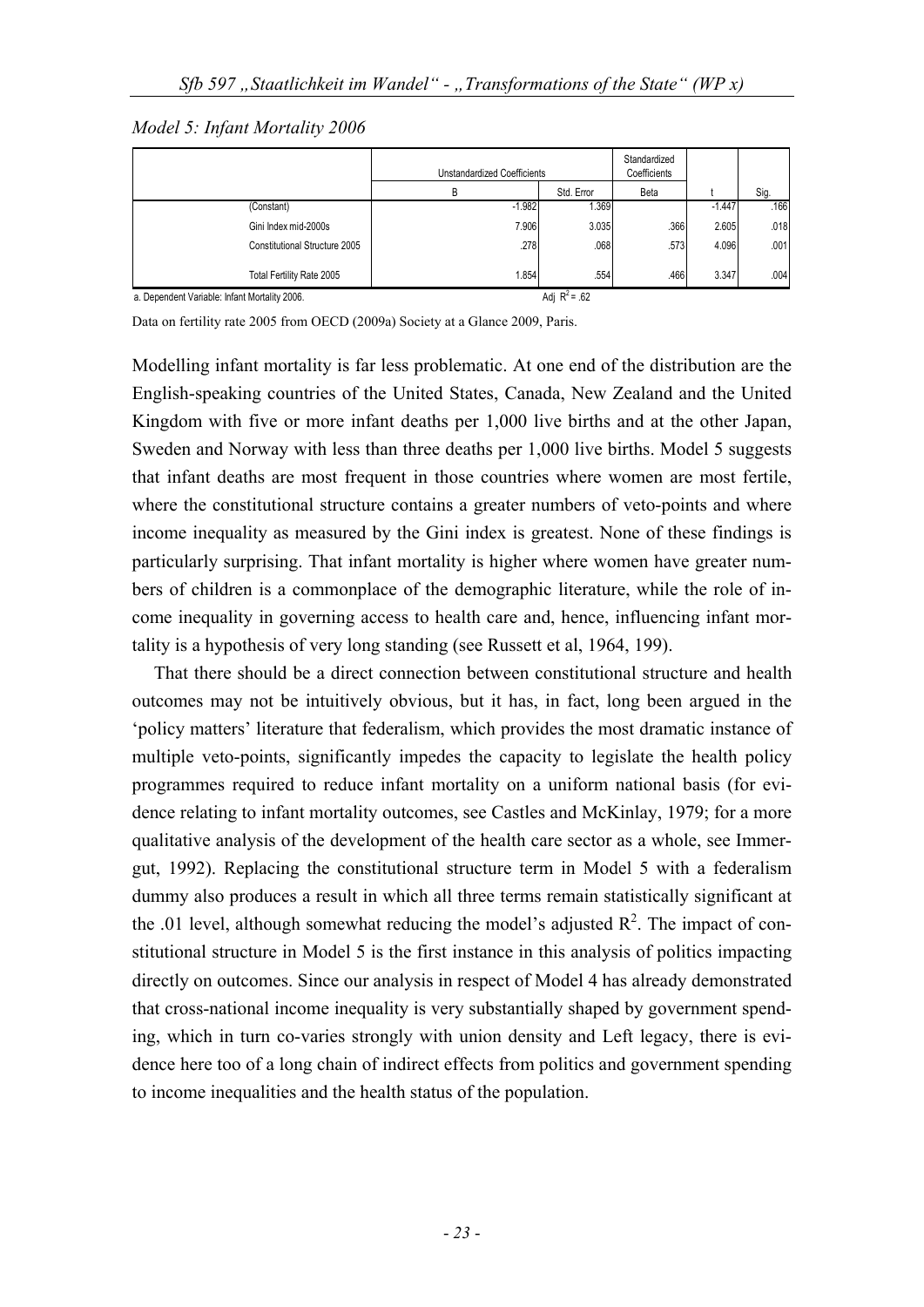*Model 5: Infant Mortality 2006*

| | Unstandardized Coefficients | | Standardized Coefficients | | |
|---|---|---|---|---|---|
| | B | Std. Error | Beta | t | Sig. |
| (Constant) | -1.982 | 1.369 | | -1.447 | .166 |
| Gini Index mid-2000s | 7.906 | 3.035 | .366 | 2.605 | .018 |
| Constitutional Structure 2005 | .278 | .068 | .573 | 4.096 | .001 |
| Total Fertility Rate 2005 | 1.854 | .554 | .466 | 3.347 | .004 |

a. Dependent Variable: Infant Mortality 2006. Adj $R^2 = .62$

Data on fertility rate 2005 from OECD (2009a) Society at a Glance 2009, Paris.

Modelling infant mortality is far less problematic. At one end of the distribution are the English-speaking countries of the United States, Canada, New Zealand and the United Kingdom with five or more infant deaths per 1,000 live births and at the other Japan, Sweden and Norway with less than three deaths per 1,000 live births. Model 5 suggests that infant deaths are most frequent in those countries where women are most fertile, where the constitutional structure contains a greater numbers of veto-points and where income inequality as measured by the Gini index is greatest. None of these findings is particularly surprising. That infant mortality is higher where women have greater numbers of children is a commonplace of the demographic literature, while the role of income inequality in governing access to health care and, hence, influencing infant mortality is a hypothesis of very long standing (see Russett et al, 1964, 199).

That there should be a direct connection between constitutional structure and health outcomes may not be intuitively obvious, but it has, in fact, long been argued in the 'policy matters' literature that federalism, which provides the most dramatic instance of multiple veto-points, significantly impedes the capacity to legislate the health policy programmes required to reduce infant mortality on a uniform national basis (for evidence relating to infant mortality outcomes, see Castles and McKinlay, 1979; for a more qualitative analysis of the development of the health care sector as a whole, see Immergut, 1992). Replacing the constitutional structure term in Model 5 with a federalism dummy also produces a result in which all three terms remain statistically significant at the .01 level, although somewhat reducing the model's adjusted $R^2$. The impact of constitutional structure in Model 5 is the first instance in this analysis of politics impacting directly on outcomes. Since our analysis in respect of Model 4 has already demonstrated that cross-national income inequality is very substantially shaped by government spending, which in turn co-varies strongly with union density and Left legacy, there is evidence here too of a long chain of indirect effects from politics and government spending to income inequalities and the health status of the population.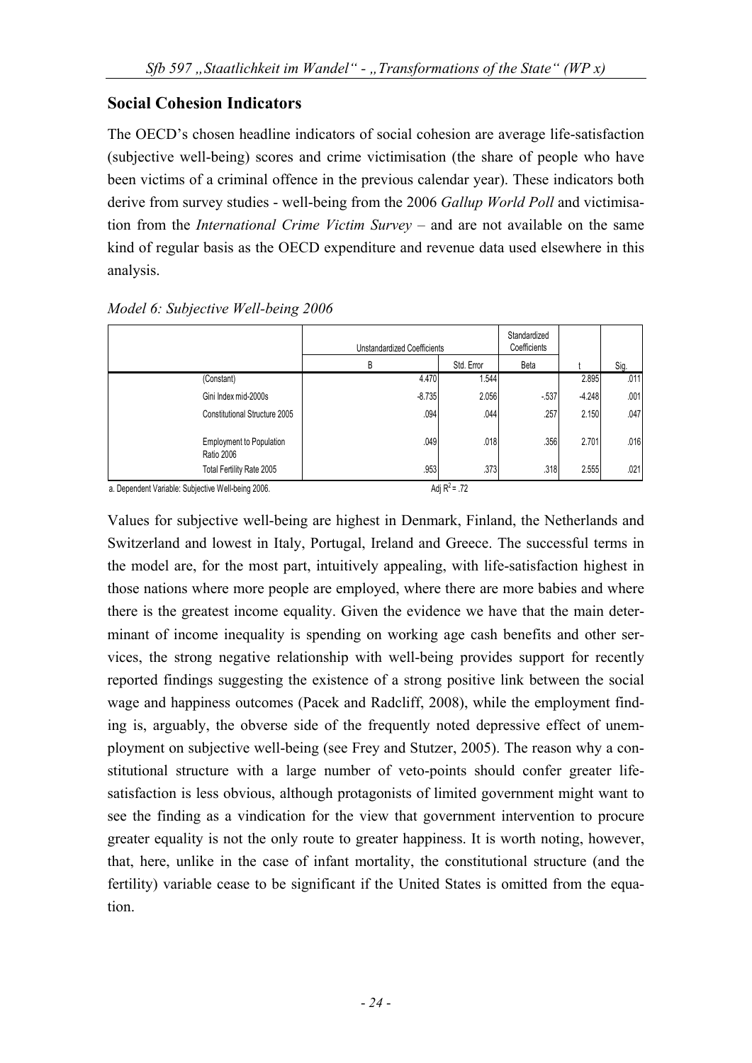## Social Cohesion Indicators

The OECD's chosen headline indicators of social cohesion are average life-satisfaction (subjective well-being) scores and crime victimisation (the share of people who have been victims of a criminal offence in the previous calendar year). These indicators both derive from survey studies - well-being from the 2006 *Gallup World Poll* and victimisation from the *International Crime Victim Survey* – and are not available on the same kind of regular basis as the OECD expenditure and revenue data used elsewhere in this analysis.

*Model 6: Subjective Well-being 2006*

| | Unstandardized Coefficients | | Standardized Coefficients | | |
|---|---|---|---|---|---|
| | B | Std. Error | Beta | t | Sig. |
| (Constant) | 4.470 | 1.544 | | 2.895 | .011 |
| Gini Index mid-2000s | -8.735 | 2.056 | -.537 | -4.248 | .001 |
| Constitutional Structure 2005 | .094 | .044 | .257 | 2.150 | .047 |
| Employment to Population Ratio 2006 | .049 | .018 | .356 | 2.701 | .016 |
| Total Fertility Rate 2005 | .953 | .373 | .318 | 2.555 | .021 |

a. Dependent Variable: Subjective Well-being 2006. Adj $R^2$ = .72

Values for subjective well-being are highest in Denmark, Finland, the Netherlands and Switzerland and lowest in Italy, Portugal, Ireland and Greece. The successful terms in the model are, for the most part, intuitively appealing, with life-satisfaction highest in those nations where more people are employed, where there are more babies and where there is the greatest income equality. Given the evidence we have that the main determinant of income inequality is spending on working age cash benefits and other services, the strong negative relationship with well-being provides support for recently reported findings suggesting the existence of a strong positive link between the social wage and happiness outcomes (Pacek and Radcliff, 2008), while the employment finding is, arguably, the obverse side of the frequently noted depressive effect of unemployment on subjective well-being (see Frey and Stutzer, 2005). The reason why a constitutional structure with a large number of veto-points should confer greater life-satisfaction is less obvious, although protagonists of limited government might want to see the finding as a vindication for the view that government intervention to procure greater equality is not the only route to greater happiness. It is worth noting, however, that, here, unlike in the case of infant mortality, the constitutional structure (and the fertility) variable cease to be significant if the United States is omitted from the equation.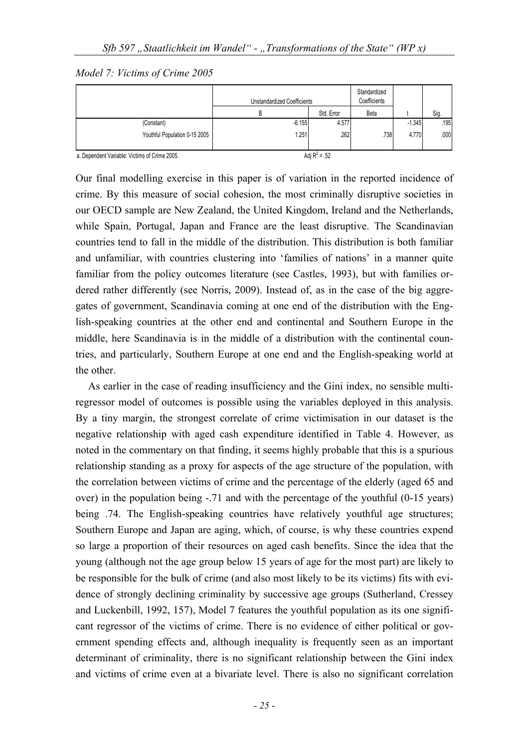*Model 7: Victims of Crime 2005*

| | Unstandardized Coefficients | | Standardized Coefficients | | |
|---|---|---|---|---|---|
| | B | Std. Error | Beta | t | Sig. |
| (Constant) | -6.155 | 4.577 | | -1.345 | .195 |
| Youthful Population 0-15 2005 | 1.251 | .262 | .738 | 4.770 | .000 |

a. Dependent Variable: Victims of Crime 2005. Adj $R^2$ = .52

Our final modelling exercise in this paper is of variation in the reported incidence of crime. By this measure of social cohesion, the most criminally disruptive societies in our OECD sample are New Zealand, the United Kingdom, Ireland and the Netherlands, while Spain, Portugal, Japan and France are the least disruptive. The Scandinavian countries tend to fall in the middle of the distribution. This distribution is both familiar and unfamiliar, with countries clustering into 'families of nations' in a manner quite familiar from the policy outcomes literature (see Castles, 1993), but with families ordered rather differently (see Norris, 2009). Instead of, as in the case of the big aggregates of government, Scandinavia coming at one end of the distribution with the English-speaking countries at the other end and continental and Southern Europe in the middle, here Scandinavia is in the middle of a distribution with the continental countries, and particularly, Southern Europe at one end and the English-speaking world at the other.

As earlier in the case of reading insufficiency and the Gini index, no sensible multi-regressor model of outcomes is possible using the variables deployed in this analysis. By a tiny margin, the strongest correlate of crime victimisation in our dataset is the negative relationship with aged cash expenditure identified in Table 4. However, as noted in the commentary on that finding, it seems highly probable that this is a spurious relationship standing as a proxy for aspects of the age structure of the population, with the correlation between victims of crime and the percentage of the elderly (aged 65 and over) in the population being -.71 and with the percentage of the youthful (0-15 years) being .74. The English-speaking countries have relatively youthful age structures; Southern Europe and Japan are aging, which, of course, is why these countries expend so large a proportion of their resources on aged cash benefits. Since the idea that the young (although not the age group below 15 years of age for the most part) are likely to be responsible for the bulk of crime (and also most likely to be its victims) fits with evidence of strongly declining criminality by successive age groups (Sutherland, Cressey and Luckenbill, 1992, 157), Model 7 features the youthful population as its one significant regressor of the victims of crime. There is no evidence of either political or government spending effects and, although inequality is frequently seen as an important determinant of criminality, there is no significant relationship between the Gini index and victims of crime even at a bivariate level. There is also no significant correlation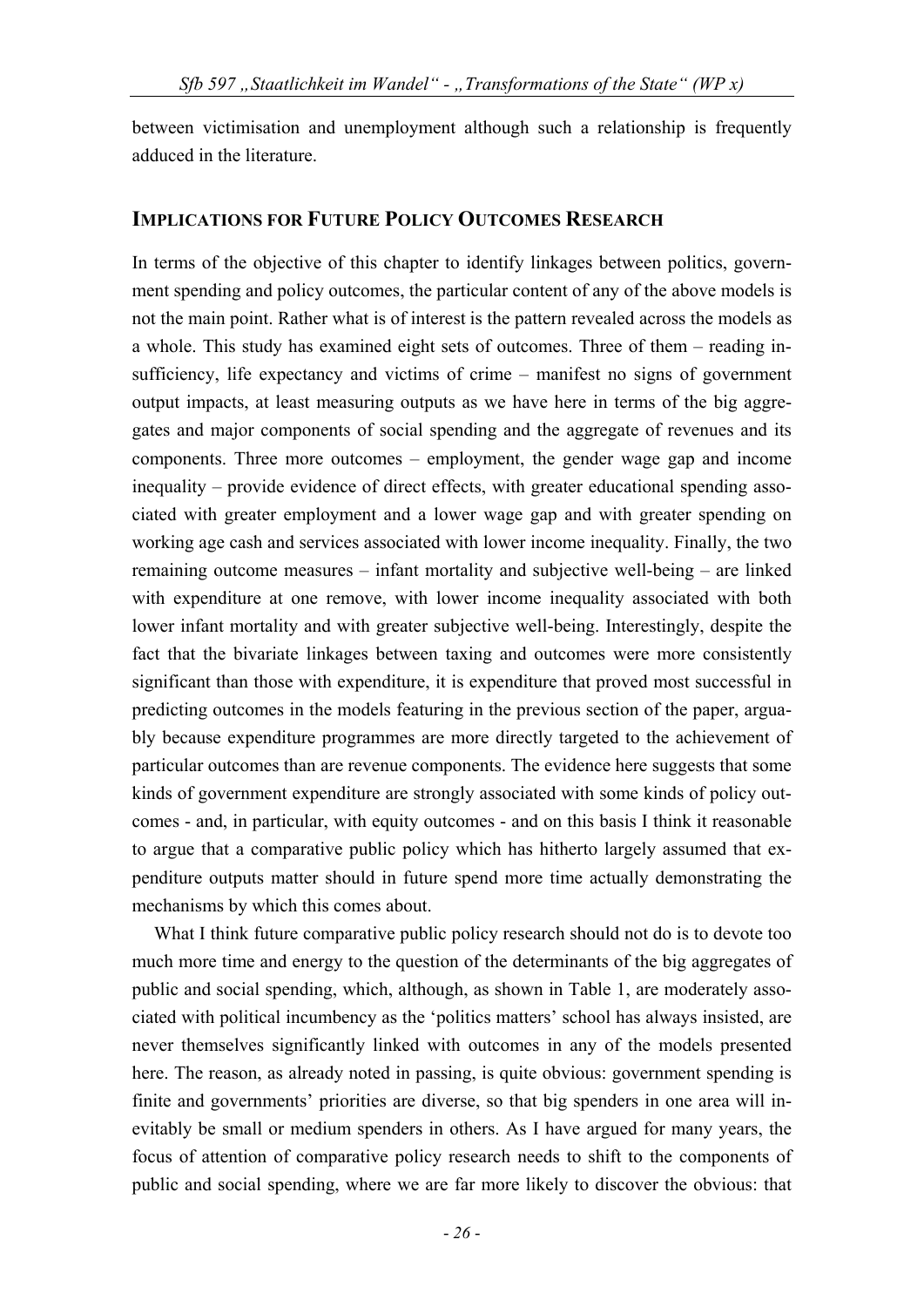between victimisation and unemployment although such a relationship is frequently adduced in the literature.

## IMPLICATIONS FOR FUTURE POLICY OUTCOMES RESEARCH

In terms of the objective of this chapter to identify linkages between politics, government spending and policy outcomes, the particular content of any of the above models is not the main point. Rather what is of interest is the pattern revealed across the models as a whole. This study has examined eight sets of outcomes. Three of them – reading insufficiency, life expectancy and victims of crime – manifest no signs of government output impacts, at least measuring outputs as we have here in terms of the big aggregates and major components of social spending and the aggregate of revenues and its components. Three more outcomes – employment, the gender wage gap and income inequality – provide evidence of direct effects, with greater educational spending associated with greater employment and a lower wage gap and with greater spending on working age cash and services associated with lower income inequality. Finally, the two remaining outcome measures – infant mortality and subjective well-being – are linked with expenditure at one remove, with lower income inequality associated with both lower infant mortality and with greater subjective well-being. Interestingly, despite the fact that the bivariate linkages between taxing and outcomes were more consistently significant than those with expenditure, it is expenditure that proved most successful in predicting outcomes in the models featuring in the previous section of the paper, arguably because expenditure programmes are more directly targeted to the achievement of particular outcomes than are revenue components. The evidence here suggests that some kinds of government expenditure are strongly associated with some kinds of policy outcomes - and, in particular, with equity outcomes - and on this basis I think it reasonable to argue that a comparative public policy which has hitherto largely assumed that expenditure outputs matter should in future spend more time actually demonstrating the mechanisms by which this comes about.

What I think future comparative public policy research should not do is to devote too much more time and energy to the question of the determinants of the big aggregates of public and social spending, which, although, as shown in Table 1, are moderately associated with political incumbency as the 'politics matters' school has always insisted, are never themselves significantly linked with outcomes in any of the models presented here. The reason, as already noted in passing, is quite obvious: government spending is finite and governments' priorities are diverse, so that big spenders in one area will inevitably be small or medium spenders in others. As I have argued for many years, the focus of attention of comparative policy research needs to shift to the components of public and social spending, where we are far more likely to discover the obvious: that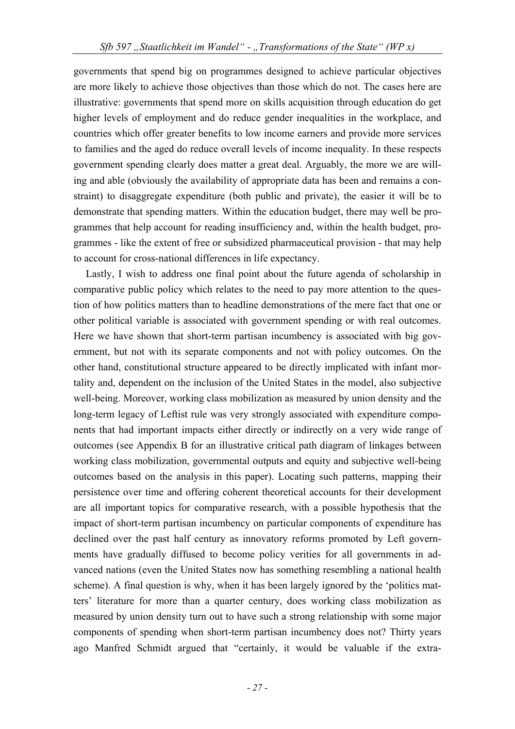governments that spend big on programmes designed to achieve particular objectives are more likely to achieve those objectives than those which do not. The cases here are illustrative: governments that spend more on skills acquisition through education do get higher levels of employment and do reduce gender inequalities in the workplace, and countries which offer greater benefits to low income earners and provide more services to families and the aged do reduce overall levels of income inequality. In these respects government spending clearly does matter a great deal. Arguably, the more we are willing and able (obviously the availability of appropriate data has been and remains a constraint) to disaggregate expenditure (both public and private), the easier it will be to demonstrate that spending matters. Within the education budget, there may well be programmes that help account for reading insufficiency and, within the health budget, programmes - like the extent of free or subsidized pharmaceutical provision - that may help to account for cross-national differences in life expectancy.

Lastly, I wish to address one final point about the future agenda of scholarship in comparative public policy which relates to the need to pay more attention to the question of how politics matters than to headline demonstrations of the mere fact that one or other political variable is associated with government spending or with real outcomes. Here we have shown that short-term partisan incumbency is associated with big government, but not with its separate components and not with policy outcomes. On the other hand, constitutional structure appeared to be directly implicated with infant mortality and, dependent on the inclusion of the United States in the model, also subjective well-being. Moreover, working class mobilization as measured by union density and the long-term legacy of Leftist rule was very strongly associated with expenditure components that had important impacts either directly or indirectly on a very wide range of outcomes (see Appendix B for an illustrative critical path diagram of linkages between working class mobilization, governmental outputs and equity and subjective well-being outcomes based on the analysis in this paper). Locating such patterns, mapping their persistence over time and offering coherent theoretical accounts for their development are all important topics for comparative research, with a possible hypothesis that the impact of short-term partisan incumbency on particular components of expenditure has declined over the past half century as innovatory reforms promoted by Left governments have gradually diffused to become policy verities for all governments in advanced nations (even the United States now has something resembling a national health scheme). A final question is why, when it has been largely ignored by the 'politics matters' literature for more than a quarter century, does working class mobilization as measured by union density turn out to have such a strong relationship with some major components of spending when short-term partisan incumbency does not? Thirty years ago Manfred Schmidt argued that "certainly, it would be valuable if the extra-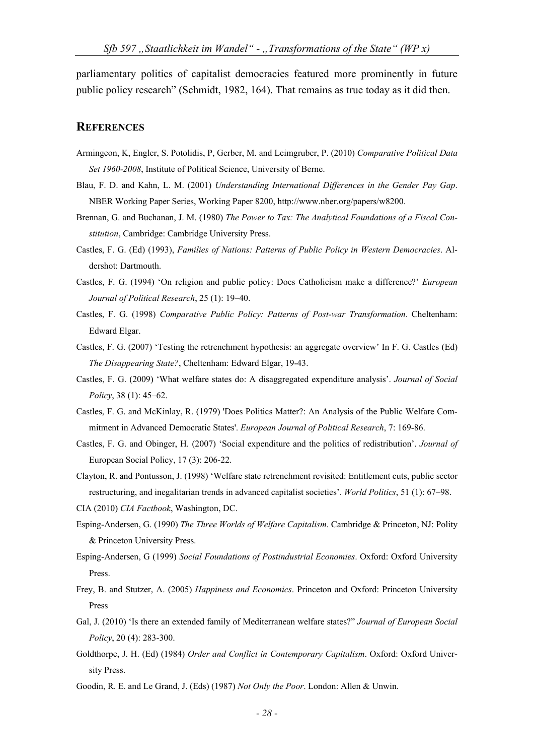parliamentary politics of capitalist democracies featured more prominently in future public policy research" (Schmidt, 1982, 164). That remains as true today as it did then.

## REFERENCES

Armingeon, K, Engler, S. Potolidis, P, Gerber, M. and Leimgruber, P. (2010) *Comparative Political Data Set 1960-2008*, Institute of Political Science, University of Berne.

Blau, F. D. and Kahn, L. M. (2001) *Understanding International Differences in the Gender Pay Gap*. NBER Working Paper Series, Working Paper 8200, http://www.nber.org/papers/w8200.

Brennan, G. and Buchanan, J. M. (1980) *The Power to Tax: The Analytical Foundations of a Fiscal Constitution*, Cambridge: Cambridge University Press.

Castles, F. G. (Ed) (1993), *Families of Nations: Patterns of Public Policy in Western Democracies*. Aldershot: Dartmouth.

Castles, F. G. (1994) 'On religion and public policy: Does Catholicism make a difference?' *European Journal of Political Research*, 25 (1): 19–40.

Castles, F. G. (1998) *Comparative Public Policy: Patterns of Post-war Transformation*. Cheltenham: Edward Elgar.

Castles, F. G. (2007) 'Testing the retrenchment hypothesis: an aggregate overview' In F. G. Castles (Ed) *The Disappearing State?*, Cheltenham: Edward Elgar, 19-43.

Castles, F. G. (2009) 'What welfare states do: A disaggregated expenditure analysis'. *Journal of Social Policy*, 38 (1): 45–62.

Castles, F. G. and McKinlay, R. (1979) 'Does Politics Matter?: An Analysis of the Public Welfare Commitment in Advanced Democratic States'. *European Journal of Political Research*, 7: 169-86.

Castles, F. G. and Obinger, H. (2007) 'Social expenditure and the politics of redistribution'. *Journal of* European Social Policy, 17 (3): 206-22.

Clayton, R. and Pontusson, J. (1998) 'Welfare state retrenchment revisited: Entitlement cuts, public sector restructuring, and inegalitarian trends in advanced capitalist societies'. *World Politics*, 51 (1): 67–98.

CIA (2010) *CIA Factbook*, Washington, DC.

Esping-Andersen, G. (1990) *The Three Worlds of Welfare Capitalism*. Cambridge & Princeton, NJ: Polity & Princeton University Press.

Esping-Andersen, G (1999) *Social Foundations of Postindustrial Economies*. Oxford: Oxford University Press.

Frey, B. and Stutzer, A. (2005) *Happiness and Economics*. Princeton and Oxford: Princeton University Press

Gal, J. (2010) 'Is there an extended family of Mediterranean welfare states?" *Journal of European Social Policy*, 20 (4): 283-300.

Goldthorpe, J. H. (Ed) (1984) *Order and Conflict in Contemporary Capitalism*. Oxford: Oxford University Press.

Goodin, R. E. and Le Grand, J. (Eds) (1987) *Not Only the Poor*. London: Allen & Unwin.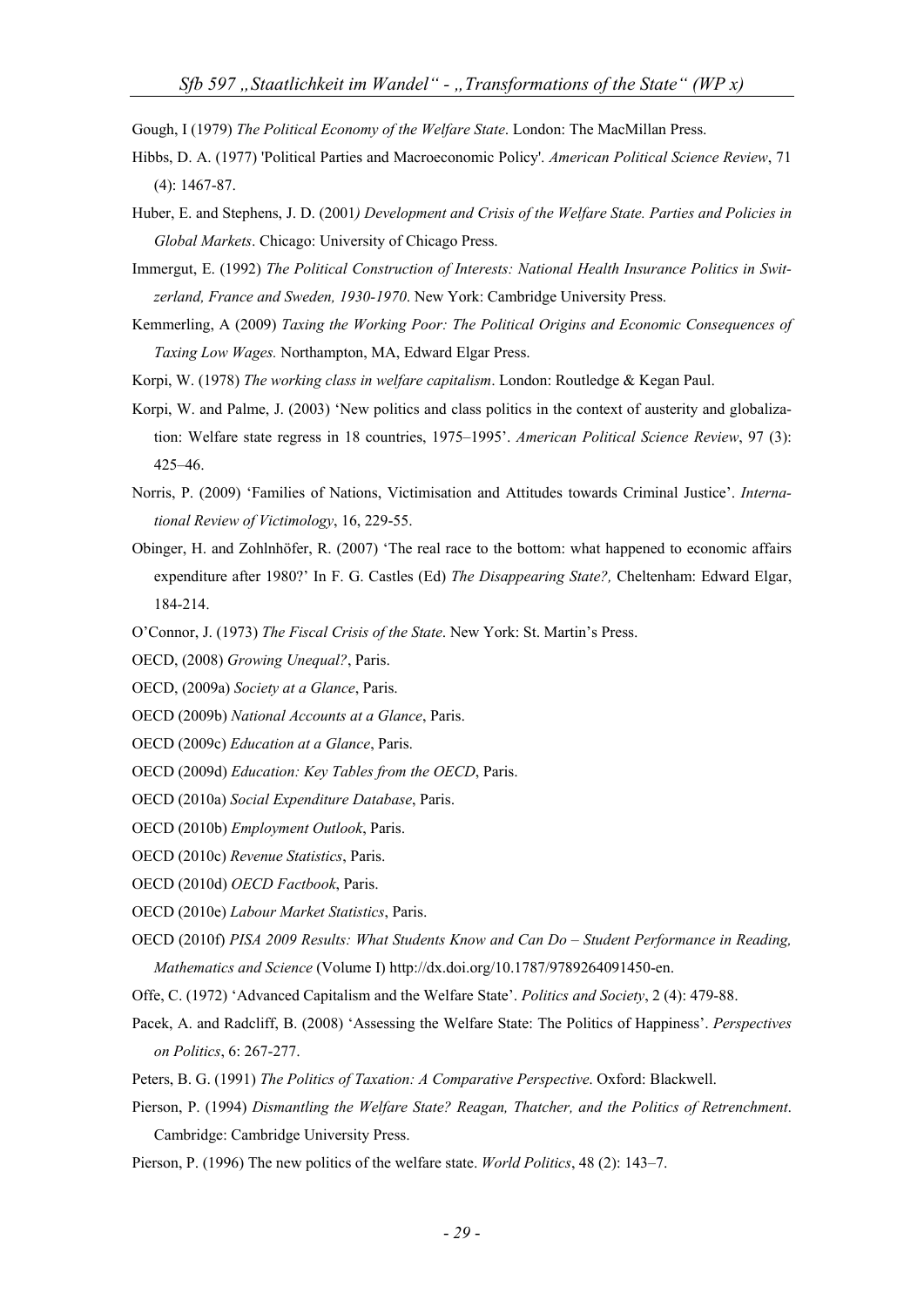Gough, I (1979) *The Political Economy of the Welfare State*. London: The MacMillan Press.

Hibbs, D. A. (1977) 'Political Parties and Macroeconomic Policy'. *American Political Science Review*, 71 (4): 1467-87.

Huber, E. and Stephens, J. D. (2001*) Development and Crisis of the Welfare State. Parties and Policies in Global Markets*. Chicago: University of Chicago Press.

Immergut, E. (1992) *The Political Construction of Interests: National Health Insurance Politics in Switzerland, France and Sweden, 1930-1970*. New York: Cambridge University Press.

Kemmerling, A (2009) *Taxing the Working Poor: The Political Origins and Economic Consequences of Taxing Low Wages.* Northampton, MA, Edward Elgar Press.

Korpi, W. (1978) *The working class in welfare capitalism*. London: Routledge & Kegan Paul.

Korpi, W. and Palme, J. (2003) 'New politics and class politics in the context of austerity and globalization: Welfare state regress in 18 countries, 1975–1995'. *American Political Science Review*, 97 (3): 425–46.

Norris, P. (2009) 'Families of Nations, Victimisation and Attitudes towards Criminal Justice'. *International Review of Victimology*, 16, 229-55.

Obinger, H. and Zohlnhöfer, R. (2007) 'The real race to the bottom: what happened to economic affairs expenditure after 1980?' In F. G. Castles (Ed) *The Disappearing State?,* Cheltenham: Edward Elgar, 184-214.

O'Connor, J. (1973) *The Fiscal Crisis of the State*. New York: St. Martin's Press.

OECD, (2008) *Growing Unequal?*, Paris.

OECD, (2009a) *Society at a Glance*, Paris.

OECD (2009b) *National Accounts at a Glance*, Paris.

OECD (2009c) *Education at a Glance*, Paris.

OECD (2009d) *Education: Key Tables from the OECD*, Paris.

OECD (2010a) *Social Expenditure Database*, Paris.

OECD (2010b) *Employment Outlook*, Paris.

OECD (2010c) *Revenue Statistics*, Paris.

OECD (2010d) *OECD Factbook*, Paris.

OECD (2010e) *Labour Market Statistics*, Paris.

OECD (2010f) *PISA 2009 Results: What Students Know and Can Do – Student Performance in Reading, Mathematics and Science* (Volume I) http://dx.doi.org/10.1787/9789264091450-en.

Offe, C. (1972) 'Advanced Capitalism and the Welfare State'. *Politics and Society*, 2 (4): 479-88.

Pacek, A. and Radcliff, B. (2008) 'Assessing the Welfare State: The Politics of Happiness'. *Perspectives on Politics*, 6: 267-277.

Peters, B. G. (1991) *The Politics of Taxation: A Comparative Perspective*. Oxford: Blackwell.

Pierson, P. (1994) *Dismantling the Welfare State? Reagan, Thatcher, and the Politics of Retrenchment*. Cambridge: Cambridge University Press.

Pierson, P. (1996) The new politics of the welfare state. *World Politics*, 48 (2): 143–7.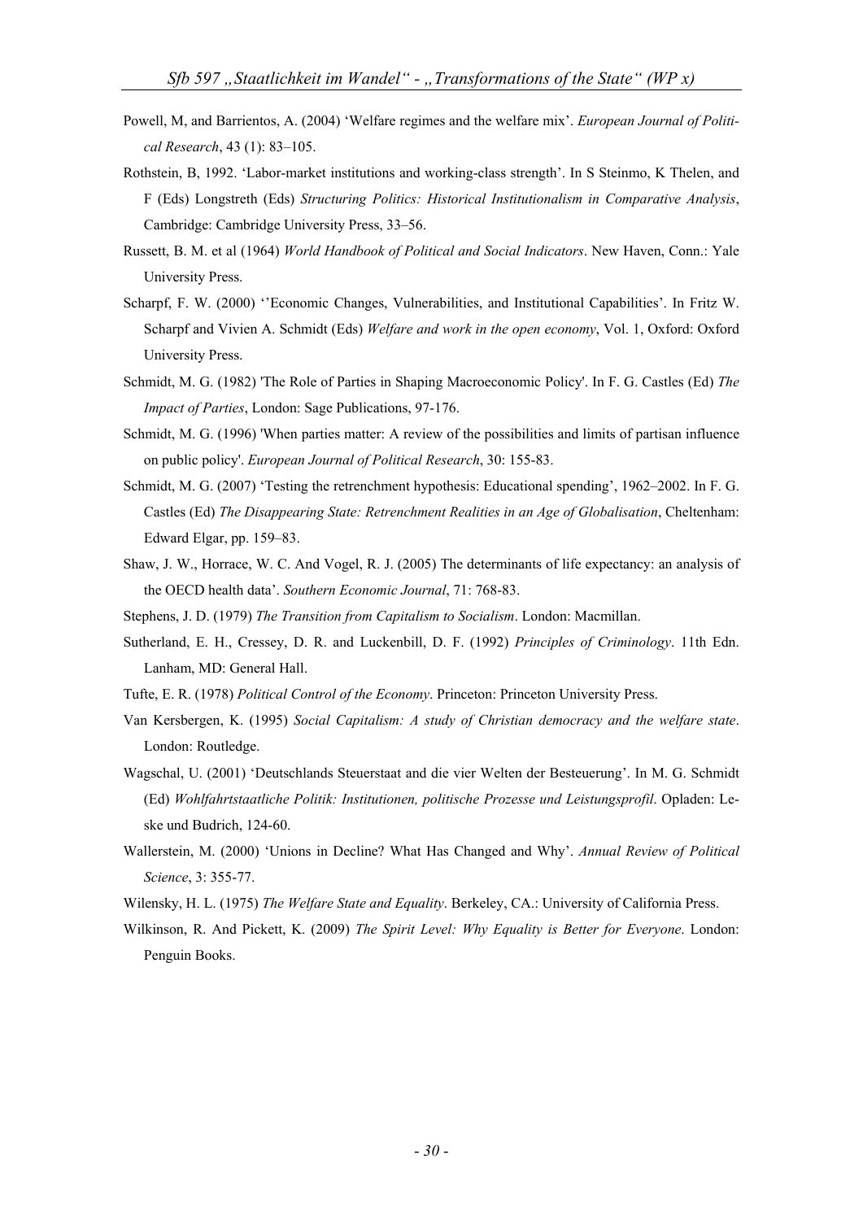Powell, M, and Barrientos, A. (2004) 'Welfare regimes and the welfare mix'. *European Journal of Political Research*, 43 (1): 83–105.

Rothstein, B, 1992. 'Labor-market institutions and working-class strength'. In S Steinmo, K Thelen, and F (Eds) Longstreth (Eds) *Structuring Politics: Historical Institutionalism in Comparative Analysis*, Cambridge: Cambridge University Press, 33–56.

Russett, B. M. et al (1964) *World Handbook of Political and Social Indicators*. New Haven, Conn.: Yale University Press.

Scharpf, F. W. (2000) ''Economic Changes, Vulnerabilities, and Institutional Capabilities'. In Fritz W. Scharpf and Vivien A. Schmidt (Eds) *Welfare and work in the open economy*, Vol. 1, Oxford: Oxford University Press.

Schmidt, M. G. (1982) 'The Role of Parties in Shaping Macroeconomic Policy'. In F. G. Castles (Ed) *The Impact of Parties*, London: Sage Publications, 97-176.

Schmidt, M. G. (1996) 'When parties matter: A review of the possibilities and limits of partisan influence on public policy'. *European Journal of Political Research*, 30: 155-83.

Schmidt, M. G. (2007) 'Testing the retrenchment hypothesis: Educational spending', 1962–2002. In F. G. Castles (Ed) *The Disappearing State: Retrenchment Realities in an Age of Globalisation*, Cheltenham: Edward Elgar, pp. 159–83.

Shaw, J. W., Horrace, W. C. And Vogel, R. J. (2005) The determinants of life expectancy: an analysis of the OECD health data'. *Southern Economic Journal*, 71: 768-83.

Stephens, J. D. (1979) *The Transition from Capitalism to Socialism*. London: Macmillan.

Sutherland, E. H., Cressey, D. R. and Luckenbill, D. F. (1992) *Principles of Criminology*. 11th Edn. Lanham, MD: General Hall.

Tufte, E. R. (1978) *Political Control of the Economy*. Princeton: Princeton University Press.

Van Kersbergen, K. (1995) *Social Capitalism: A study of Christian democracy and the welfare state*. London: Routledge.

Wagschal, U. (2001) 'Deutschlands Steuerstaat and die vier Welten der Besteuerung'. In M. G. Schmidt (Ed) *Wohlfahrtstaatliche Politik: Institutionen, politische Prozesse und Leistungsprofil*. Opladen: Leske und Budrich, 124-60.

Wallerstein, M. (2000) 'Unions in Decline? What Has Changed and Why'. *Annual Review of Political Science*, 3: 355-77.

Wilensky, H. L. (1975) *The Welfare State and Equality*. Berkeley, CA.: University of California Press.

Wilkinson, R. And Pickett, K. (2009) *The Spirit Level: Why Equality is Better for Everyone*. London: Penguin Books.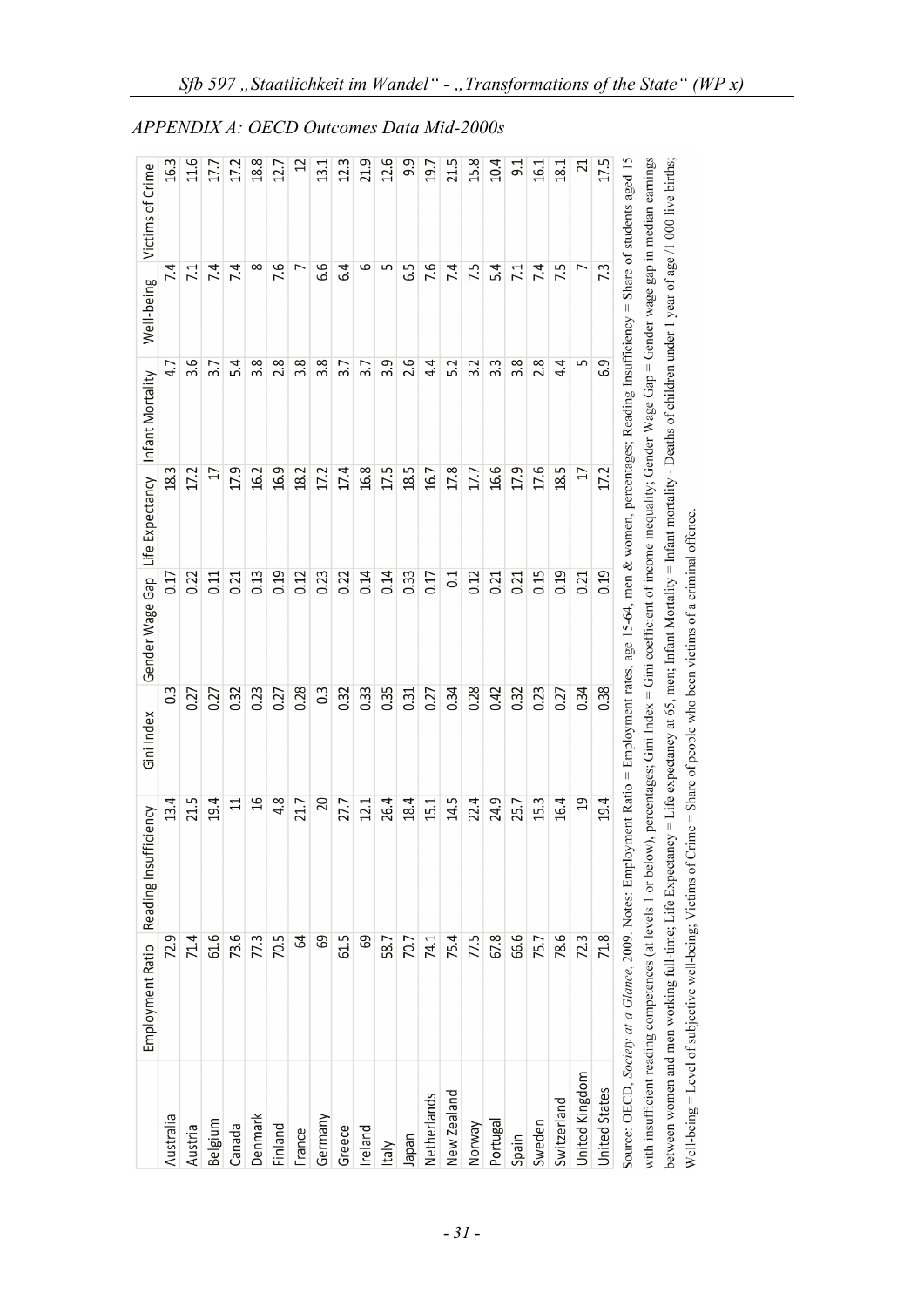*APPENDIX A: OECD Outcomes Data Mid-2000s*

| | Employment Ratio | Reading Insufficiency | Gini Index | Gender Wage Gap | Life Expectancy | Infant Mortality | Well-being | Victims of Crime |
|---|---|---|---|---|---|---|---|---|
| Australia | 72.9 | 13.4 | 0.3 | 0.17 | 18.3 | 4.7 | 7.4 | 16.3 |
| Austria | 71.4 | 21.5 | 0.27 | 0.22 | 17.2 | 3.6 | 7.1 | 11.6 |
| Belgium | 61.6 | 19.4 | 0.27 | 0.11 | 17 | 3.7 | 7.4 | 17.7 |
| Canada | 73.6 | 11 | 0.32 | 0.21 | 17.9 | 5.4 | 7.4 | 17.2 |
| Denmark | 77.3 | 16 | 0.23 | 0.13 | 16.2 | 3.8 | 8 | 18.8 |
| Finland | 70.5 | 4.8 | 0.27 | 0.19 | 16.9 | 2.8 | 7.6 | 12.7 |
| France | 64 | 21.7 | 0.28 | 0.12 | 18.2 | 3.8 | 7 | 12 |
| Germany | 69 | 20 | 0.3 | 0.23 | 17.2 | 3.8 | 6.6 | 13.1 |
| Greece | 61.5 | 27.7 | 0.32 | 0.22 | 17.4 | 3.7 | 6.4 | 12.3 |
| Ireland | 69 | 12.1 | 0.33 | 0.14 | 16.8 | 3.7 | 6 | 21.9 |
| Italy | 58.7 | 26.4 | 0.35 | 0.14 | 17.5 | 3.9 | 5 | 12.6 |
| Japan | 70.7 | 18.4 | 0.31 | 0.33 | 18.5 | 2.6 | 6.5 | 9.9 |
| Netherlands | 74.1 | 15.1 | 0.27 | 0.17 | 16.7 | 4.4 | 7.6 | 19.7 |
| New Zealand | 75.4 | 14.5 | 0.34 | 0.1 | 17.8 | 5.2 | 7.4 | 21.5 |
| Norway | 77.5 | 22.4 | 0.28 | 0.12 | 17.7 | 3.2 | 7.5 | 15.8 |
| Portugal | 67.8 | 24.9 | 0.42 | 0.21 | 16.6 | 3.3 | 5.4 | 10.4 |
| Spain | 66.6 | 25.7 | 0.32 | 0.21 | 17.9 | 3.8 | 7.1 | 9.1 |
| Sweden | 75.7 | 15.3 | 0.23 | 0.15 | 17.6 | 2.8 | 7.4 | 16.1 |
| Switzerland | 78.6 | 16.4 | 0.27 | 0.19 | 18.5 | 4.4 | 7.5 | 18.1 |
| United Kingdom | 72.3 | 19 | 0.34 | 0.21 | 17 | 5 | 7 | 21 |
| United States | 71.8 | 19.4 | 0.38 | 0.19 | 17.2 | 6.9 | 7.3 | 17.5 |

Source: OECD, *Society at a Glance*, 2009. Notes: Employment Ratio = Employment rates, age 15-64, men & women, percentages; Reading Insufficiency = Share of students aged 15 with insufficient reading competences (at levels 1 or below), percentages; Gini Index = Gini coefficient of income inequality; Gender Wage Gap = Gender wage gap in median earnings between women and men working full-time; Life Expectancy = Life expectancy at 65, men; Infant Mortality = Infant mortality - Deaths of children under 1 year of age /1 000 live births; Well-being = Level of subjective well-being; Victims of Crime = Share of people who been victims of a criminal offence.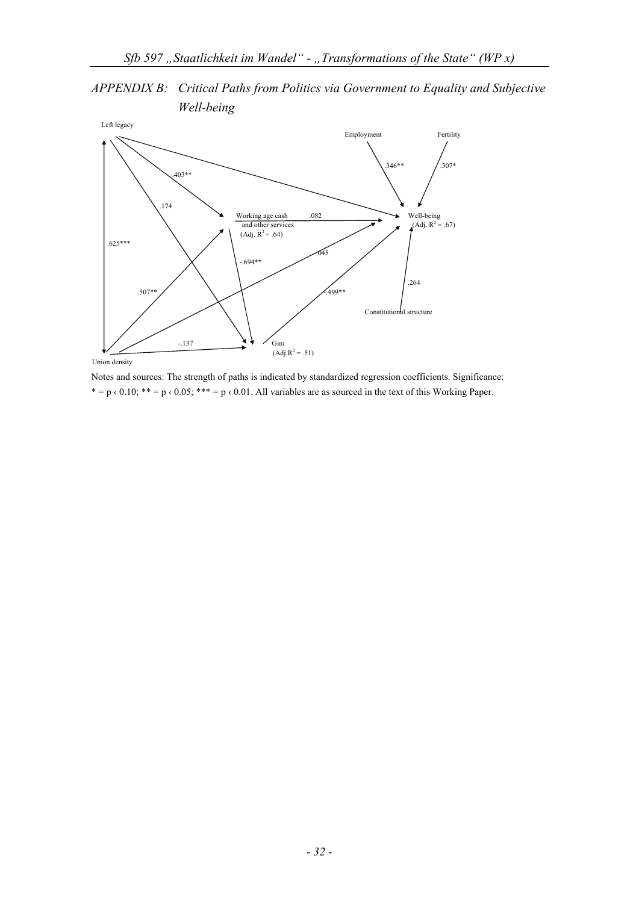## APPENDIX B: Critical Paths from Politics via Government to Equality and Subjective Well-being

Left legacy

Employment

Fertility

.346**

.307*

.403**

.174

Working age cash and other services (Adj. $R^2$ = .64)

.082

Well-being (Adj. $R^2$ = .67)

.625***

.045

-.694**

.264

.507**

-.499**

Constitutional structure

-.137

Gini (Adj.$R^2$ = .51)

Union density

Notes and sources: The strength of paths is indicated by standardized regression coefficients. Significance: * = p ‹ 0.10; ** = p ‹ 0.05; *** = p ‹ 0.01. All variables are as sourced in the text of this Working Paper.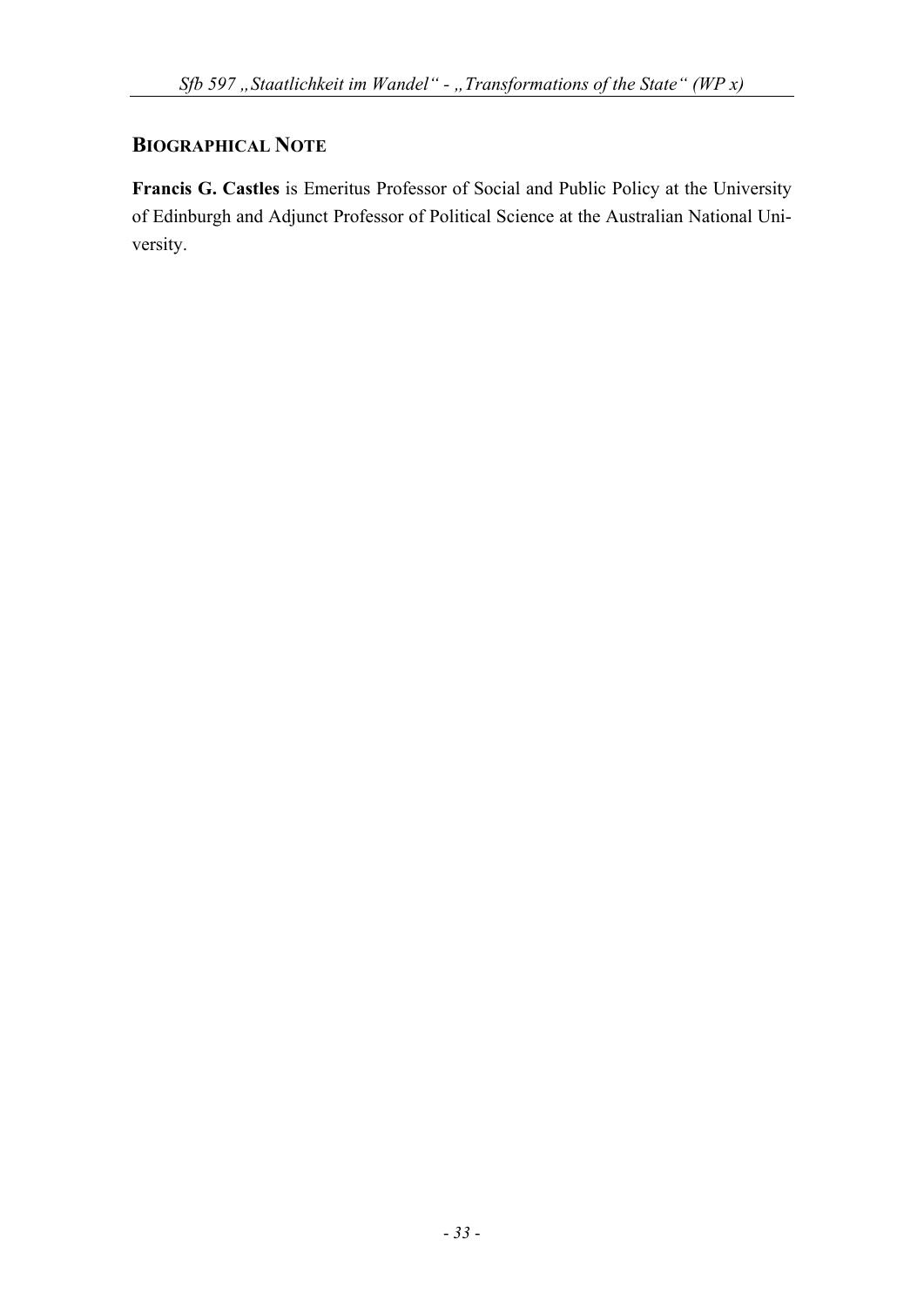## BIOGRAPHICAL NOTE

**Francis G. Castles** is Emeritus Professor of Social and Public Policy at the University of Edinburgh and Adjunct Professor of Political Science at the Australian National University.